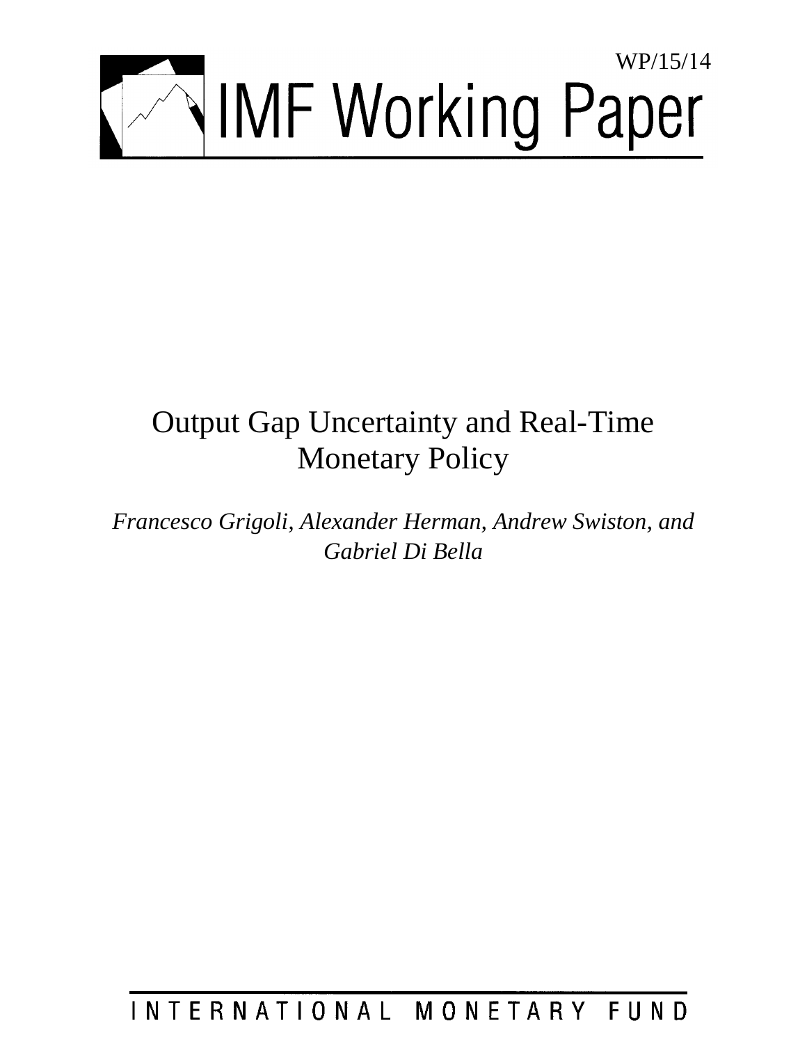WP/15/14

# IMF Working Paper

# Output Gap Uncertainty and Real-Time Monetary Policy

*Francesco Grigoli, Alexander Herman, Andrew Swiston, and Gabriel Di Bella*

INTERNATIONAL MONETARY FUND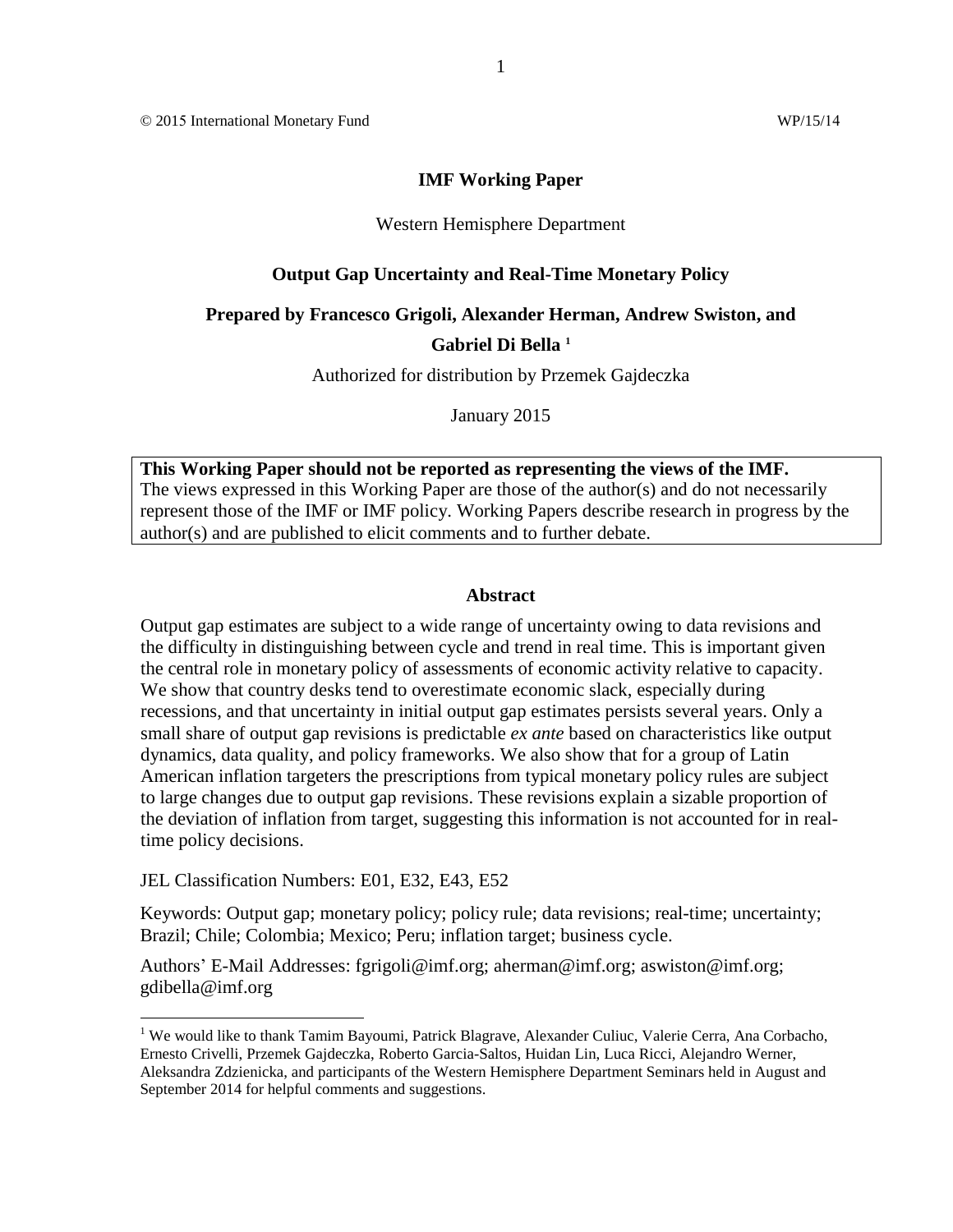© 2015 International Monetary Fund WP/15/14

**IMF Working Paper**

Western Hemisphere Department

**Output Gap Uncertainty and Real-Time Monetary Policy**

**Prepared by Francesco Grigoli, Alexander Herman, Andrew Swiston, and Gabriel Di Bella [1]**

Authorized for distribution by Przemek Gajdeczka

January 2015

**This Working Paper should not be reported as representing the views of the IMF.**
The views expressed in this Working Paper are those of the author(s) and do not necessarily represent those of the IMF or IMF policy. Working Papers describe research in progress by the author(s) and are published to elicit comments and to further debate.

**Abstract**

Output gap estimates are subject to a wide range of uncertainty owing to data revisions and the difficulty in distinguishing between cycle and trend in real time. This is important given the central role in monetary policy of assessments of economic activity relative to capacity. We show that country desks tend to overestimate economic slack, especially during recessions, and that uncertainty in initial output gap estimates persists several years. Only a small share of output gap revisions is predictable *ex ante* based on characteristics like output dynamics, data quality, and policy frameworks. We also show that for a group of Latin American inflation targeters the prescriptions from typical monetary policy rules are subject to large changes due to output gap revisions. These revisions explain a sizable proportion of the deviation of inflation from target, suggesting this information is not accounted for in real-time policy decisions.

JEL Classification Numbers: E01, E32, E43, E52

Keywords: Output gap; monetary policy; policy rule; data revisions; real-time; uncertainty; Brazil; Chile; Colombia; Mexico; Peru; inflation target; business cycle.

Authors' E-Mail Addresses: fgrigoli@imf.org; aherman@imf.org; aswiston@imf.org; gdibella@imf.org

[1] We would like to thank Tamim Bayoumi, Patrick Blagrave, Alexander Culiuc, Valerie Cerra, Ana Corbacho, Ernesto Crivelli, Przemek Gajdeczka, Roberto Garcia-Saltos, Huidan Lin, Luca Ricci, Alejandro Werner, Aleksandra Zdzienicka, and participants of the Western Hemisphere Department Seminars held in August and September 2014 for helpful comments and suggestions.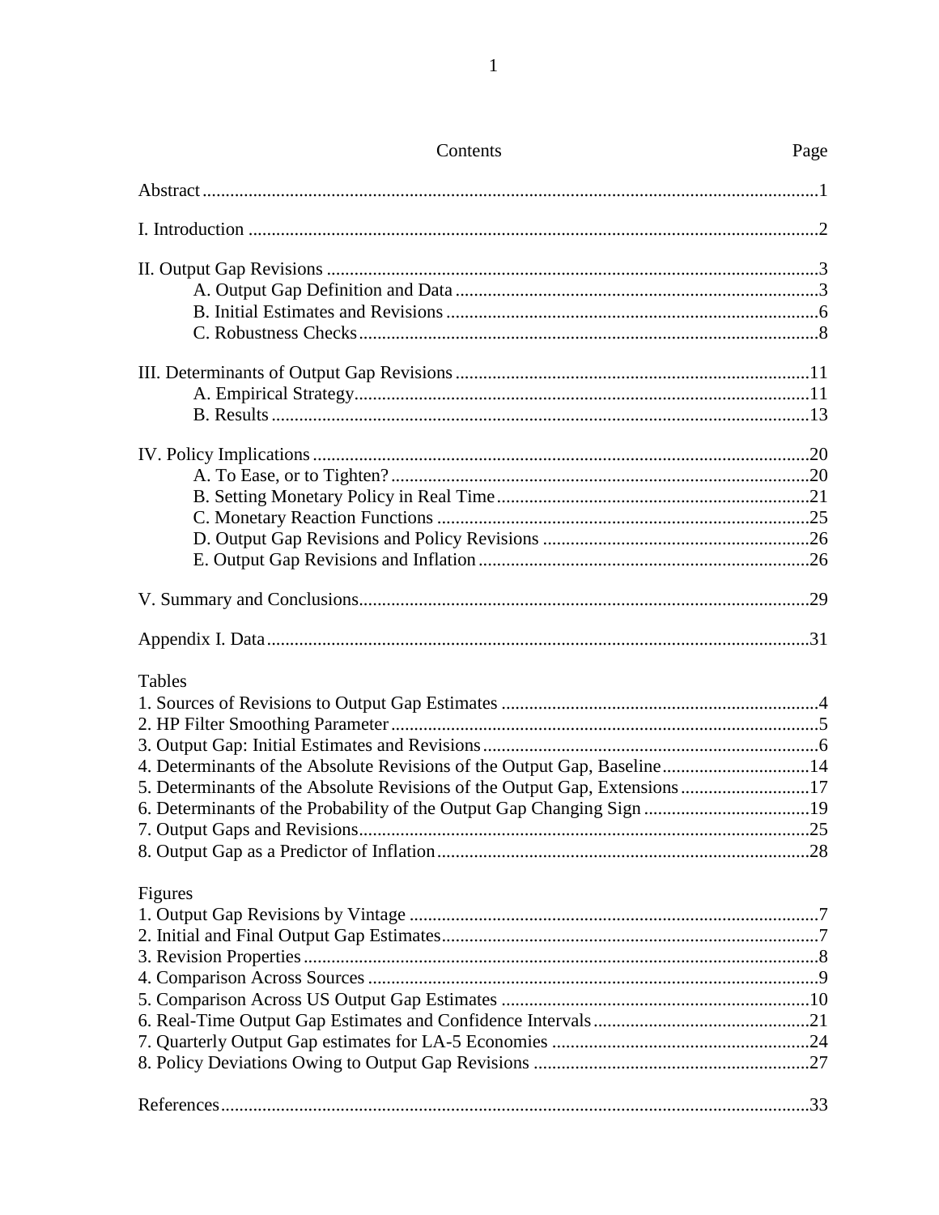## Contents

| Contents | Page |
|---|---|
| Abstract | 1 |
| I. Introduction | 2 |
| II. Output Gap Revisions | 3 |
| A. Output Gap Definition and Data | 3 |
| B. Initial Estimates and Revisions | 6 |
| C. Robustness Checks | 8 |
| III. Determinants of Output Gap Revisions | 11 |
| A. Empirical Strategy | 11 |
| B. Results | 13 |
| IV. Policy Implications | 20 |
| A. To Ease, or to Tighten? | 20 |
| B. Setting Monetary Policy in Real Time | 21 |
| C. Monetary Reaction Functions | 25 |
| D. Output Gap Revisions and Policy Revisions | 26 |
| E. Output Gap Revisions and Inflation | 26 |
| V. Summary and Conclusions | 29 |
| Appendix I. Data | 31 |

**Tables**

| | |
|---|---|
| 1. Sources of Revisions to Output Gap Estimates | 4 |
| 2. HP Filter Smoothing Parameter | 5 |
| 3. Output Gap: Initial Estimates and Revisions | 6 |
| 4. Determinants of the Absolute Revisions of the Output Gap, Baseline | 14 |
| 5. Determinants of the Absolute Revisions of the Output Gap, Extensions | 17 |
| 6. Determinants of the Probability of the Output Gap Changing Sign | 19 |
| 7. Output Gaps and Revisions | 25 |
| 8. Output Gap as a Predictor of Inflation | 28 |

**Figures**

| | |
|---|---|
| 1. Output Gap Revisions by Vintage | 7 |
| 2. Initial and Final Output Gap Estimates | 7 |
| 3. Revision Properties | 8 |
| 4. Comparison Across Sources | 9 |
| 5. Comparison Across US Output Gap Estimates | 10 |
| 6. Real-Time Output Gap Estimates and Confidence Intervals | 21 |
| 7. Quarterly Output Gap estimates for LA-5 Economies | 24 |
| 8. Policy Deviations Owing to Output Gap Revisions | 27 |

| | |
|---|---|
| References | 33 |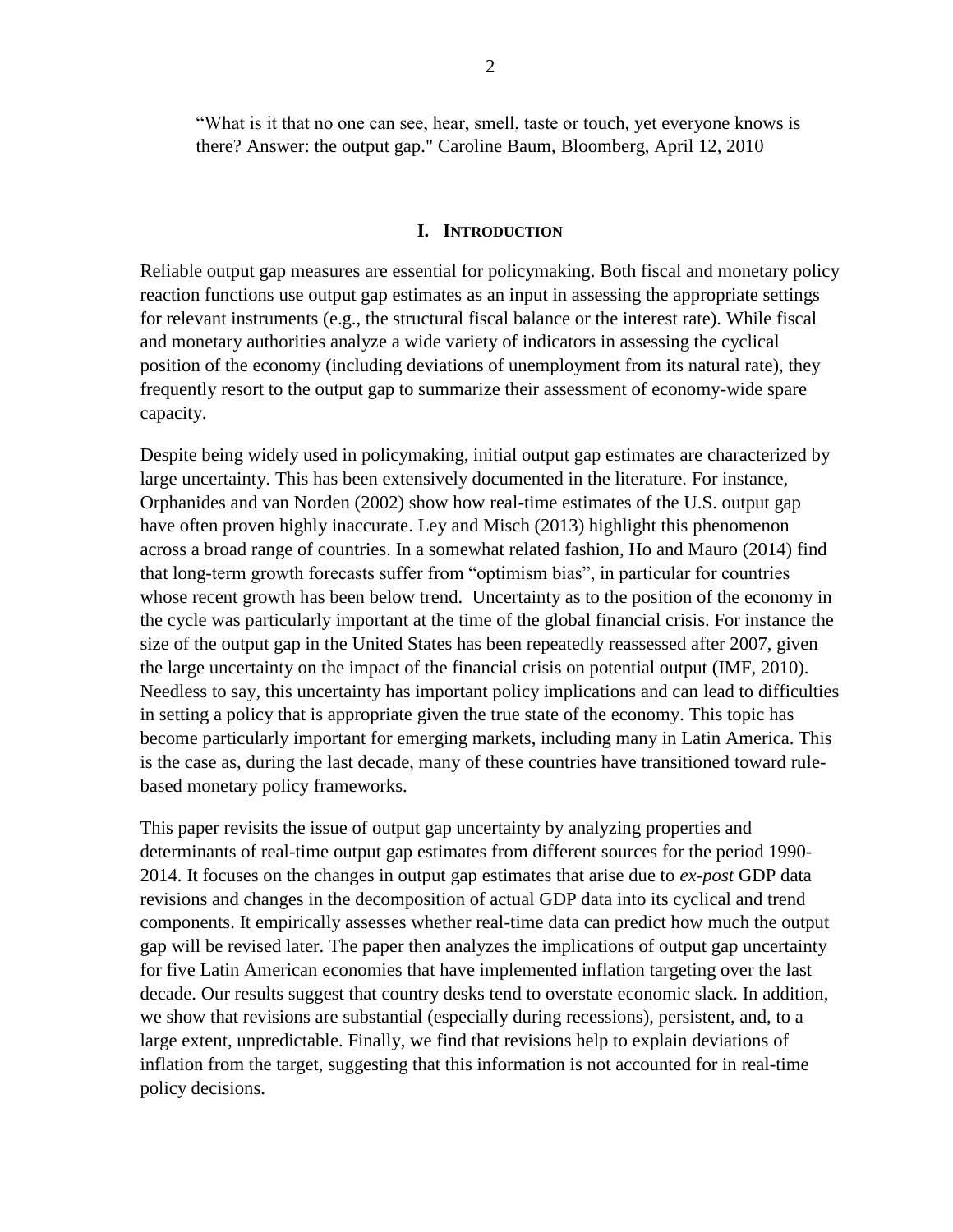"What is it that no one can see, hear, smell, taste or touch, yet everyone knows is there? Answer: the output gap." Caroline Baum, Bloomberg, April 12, 2010

# I. Introduction

Reliable output gap measures are essential for policymaking. Both fiscal and monetary policy reaction functions use output gap estimates as an input in assessing the appropriate settings for relevant instruments (e.g., the structural fiscal balance or the interest rate). While fiscal and monetary authorities analyze a wide variety of indicators in assessing the cyclical position of the economy (including deviations of unemployment from its natural rate), they frequently resort to the output gap to summarize their assessment of economy-wide spare capacity.

Despite being widely used in policymaking, initial output gap estimates are characterized by large uncertainty. This has been extensively documented in the literature. For instance, Orphanides and van Norden (2002) show how real-time estimates of the U.S. output gap have often proven highly inaccurate. Ley and Misch (2013) highlight this phenomenon across a broad range of countries. In a somewhat related fashion, Ho and Mauro (2014) find that long-term growth forecasts suffer from "optimism bias", in particular for countries whose recent growth has been below trend. Uncertainty as to the position of the economy in the cycle was particularly important at the time of the global financial crisis. For instance the size of the output gap in the United States has been repeatedly reassessed after 2007, given the large uncertainty on the impact of the financial crisis on potential output (IMF, 2010). Needless to say, this uncertainty has important policy implications and can lead to difficulties in setting a policy that is appropriate given the true state of the economy. This topic has become particularly important for emerging markets, including many in Latin America. This is the case as, during the last decade, many of these countries have transitioned toward rule-based monetary policy frameworks.

This paper revisits the issue of output gap uncertainty by analyzing properties and determinants of real-time output gap estimates from different sources for the period 1990-2014. It focuses on the changes in output gap estimates that arise due to *ex-post* GDP data revisions and changes in the decomposition of actual GDP data into its cyclical and trend components. It empirically assesses whether real-time data can predict how much the output gap will be revised later. The paper then analyzes the implications of output gap uncertainty for five Latin American economies that have implemented inflation targeting over the last decade. Our results suggest that country desks tend to overstate economic slack. In addition, we show that revisions are substantial (especially during recessions), persistent, and, to a large extent, unpredictable. Finally, we find that revisions help to explain deviations of inflation from the target, suggesting that this information is not accounted for in real-time policy decisions.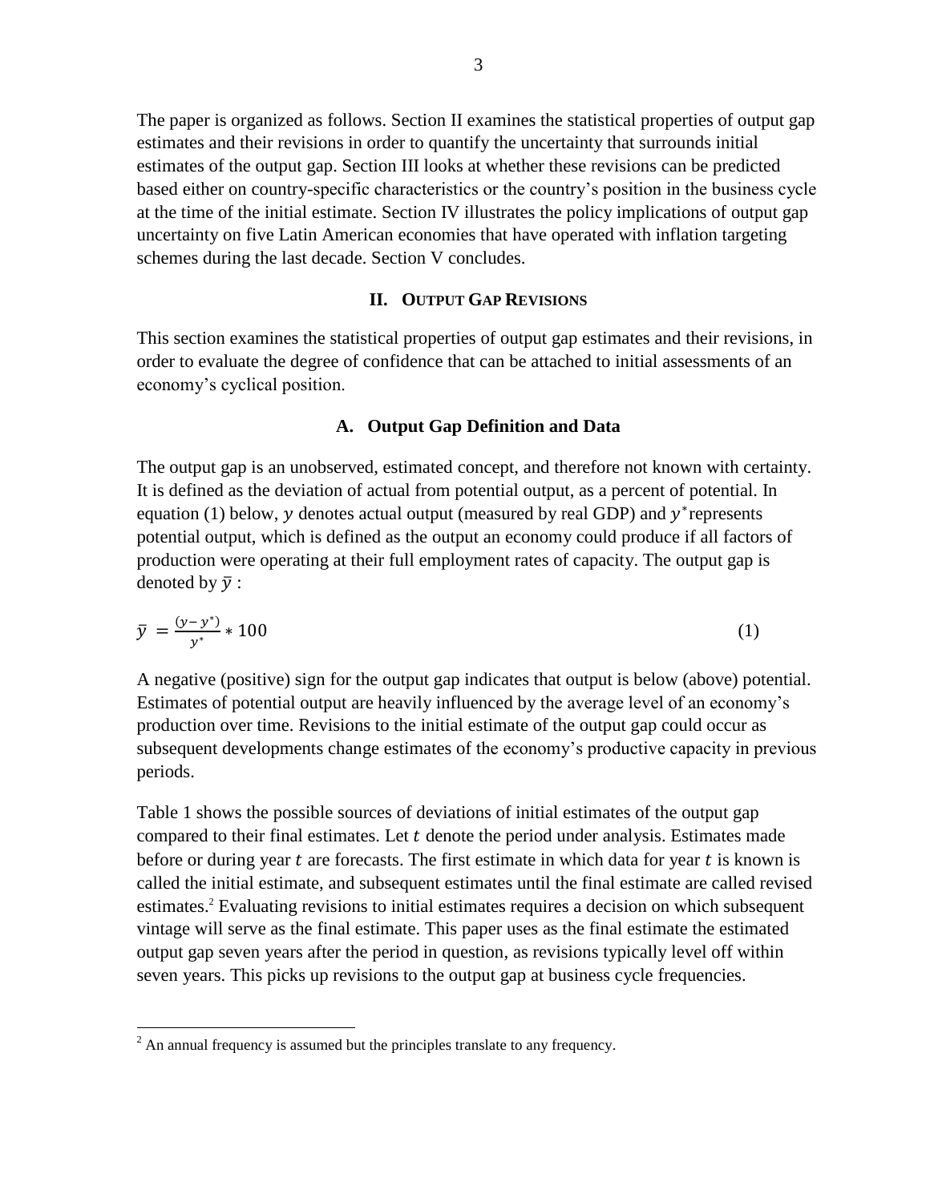The paper is organized as follows. Section II examines the statistical properties of output gap estimates and their revisions in order to quantify the uncertainty that surrounds initial estimates of the output gap. Section III looks at whether these revisions can be predicted based either on country-specific characteristics or the country's position in the business cycle at the time of the initial estimate. Section IV illustrates the policy implications of output gap uncertainty on five Latin American economies that have operated with inflation targeting schemes during the last decade. Section V concludes.

## II. Output Gap Revisions

This section examines the statistical properties of output gap estimates and their revisions, in order to evaluate the degree of confidence that can be attached to initial assessments of an economy's cyclical position.

### A. Output Gap Definition and Data

The output gap is an unobserved, estimated concept, and therefore not known with certainty. It is defined as the deviation of actual from potential output, as a percent of potential. In equation (1) below, $y$ denotes actual output (measured by real GDP) and $y^*$ represents potential output, which is defined as the output an economy could produce if all factors of production were operating at their full employment rates of capacity. The output gap is denoted by $\bar{y}$ :

$$\bar{y} = \frac{(y - y^*)}{y^*} * 100 \tag{1}$$

A negative (positive) sign for the output gap indicates that output is below (above) potential. Estimates of potential output are heavily influenced by the average level of an economy's production over time. Revisions to the initial estimate of the output gap could occur as subsequent developments change estimates of the economy's productive capacity in previous periods.

Table 1 shows the possible sources of deviations of initial estimates of the output gap compared to their final estimates. Let $t$ denote the period under analysis. Estimates made before or during year $t$ are forecasts. The first estimate in which data for year $t$ is known is called the initial estimate, and subsequent estimates until the final estimate are called revised estimates.[2] Evaluating revisions to initial estimates requires a decision on which subsequent vintage will serve as the final estimate. This paper uses as the final estimate the estimated output gap seven years after the period in question, as revisions typically level off within seven years. This picks up revisions to the output gap at business cycle frequencies.

[2] An annual frequency is assumed but the principles translate to any frequency.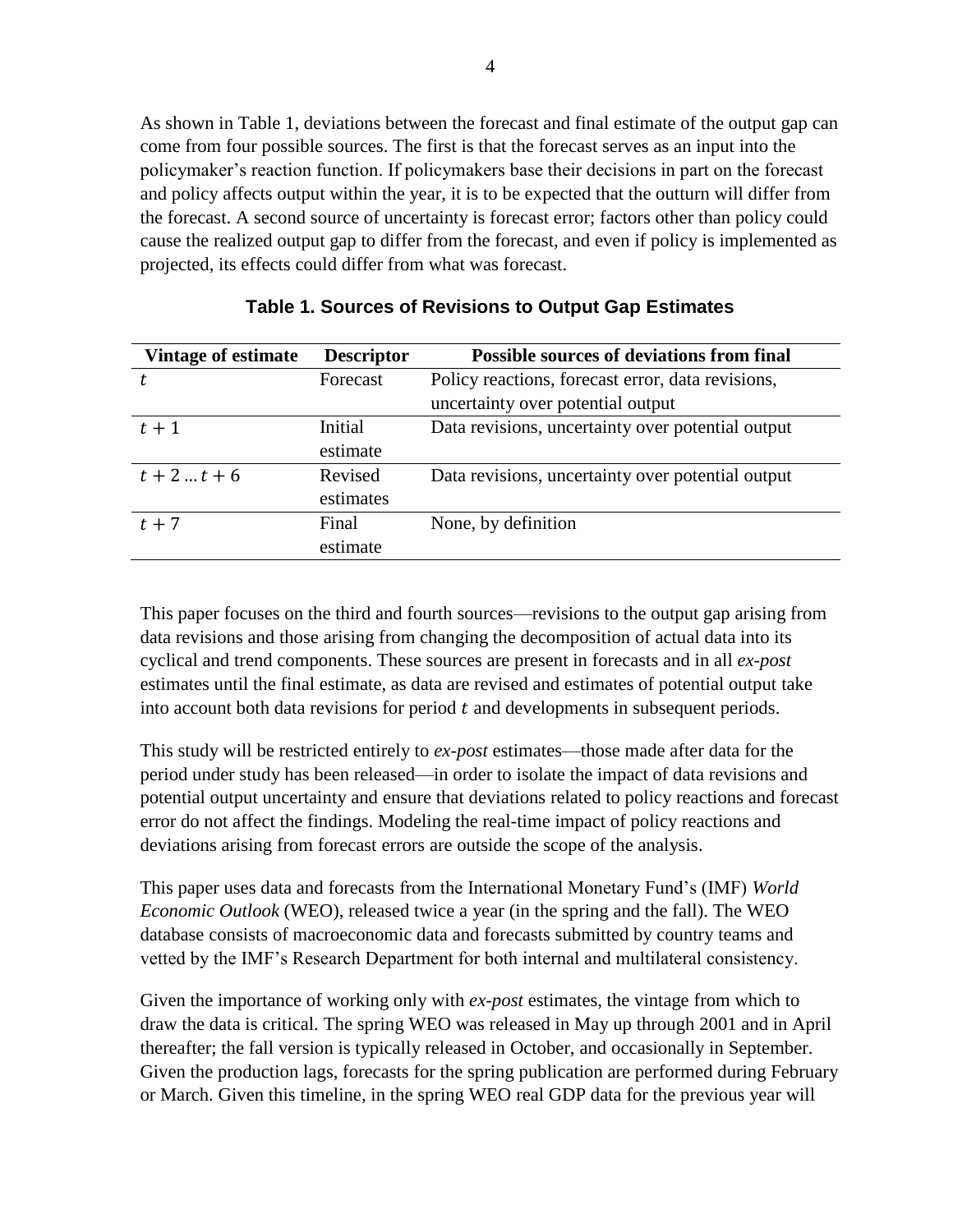As shown in Table 1, deviations between the forecast and final estimate of the output gap can come from four possible sources. The first is that the forecast serves as an input into the policymaker's reaction function. If policymakers base their decisions in part on the forecast and policy affects output within the year, it is to be expected that the outturn will differ from the forecast. A second source of uncertainty is forecast error; factors other than policy could cause the realized output gap to differ from the forecast, and even if policy is implemented as projected, its effects could differ from what was forecast.

**Table 1. Sources of Revisions to Output Gap Estimates**

| Vintage of estimate | Descriptor | Possible sources of deviations from final |
| --- | --- | --- |
| $t$ | Forecast | Policy reactions, forecast error, data revisions, uncertainty over potential output |
| $t+1$ | Initial estimate | Data revisions, uncertainty over potential output |
| $t+2 \ldots t+6$ | Revised estimates | Data revisions, uncertainty over potential output |
| $t+7$ | Final estimate | None, by definition |

This paper focuses on the third and fourth sources—revisions to the output gap arising from data revisions and those arising from changing the decomposition of actual data into its cyclical and trend components. These sources are present in forecasts and in all *ex-post* estimates until the final estimate, as data are revised and estimates of potential output take into account both data revisions for period $t$ and developments in subsequent periods.

This study will be restricted entirely to *ex-post* estimates—those made after data for the period under study has been released—in order to isolate the impact of data revisions and potential output uncertainty and ensure that deviations related to policy reactions and forecast error do not affect the findings. Modeling the real-time impact of policy reactions and deviations arising from forecast errors are outside the scope of the analysis.

This paper uses data and forecasts from the International Monetary Fund's (IMF) *World Economic Outlook* (WEO), released twice a year (in the spring and the fall). The WEO database consists of macroeconomic data and forecasts submitted by country teams and vetted by the IMF's Research Department for both internal and multilateral consistency.

Given the importance of working only with *ex-post* estimates, the vintage from which to draw the data is critical. The spring WEO was released in May up through 2001 and in April thereafter; the fall version is typically released in October, and occasionally in September. Given the production lags, forecasts for the spring publication are performed during February or March. Given this timeline, in the spring WEO real GDP data for the previous year will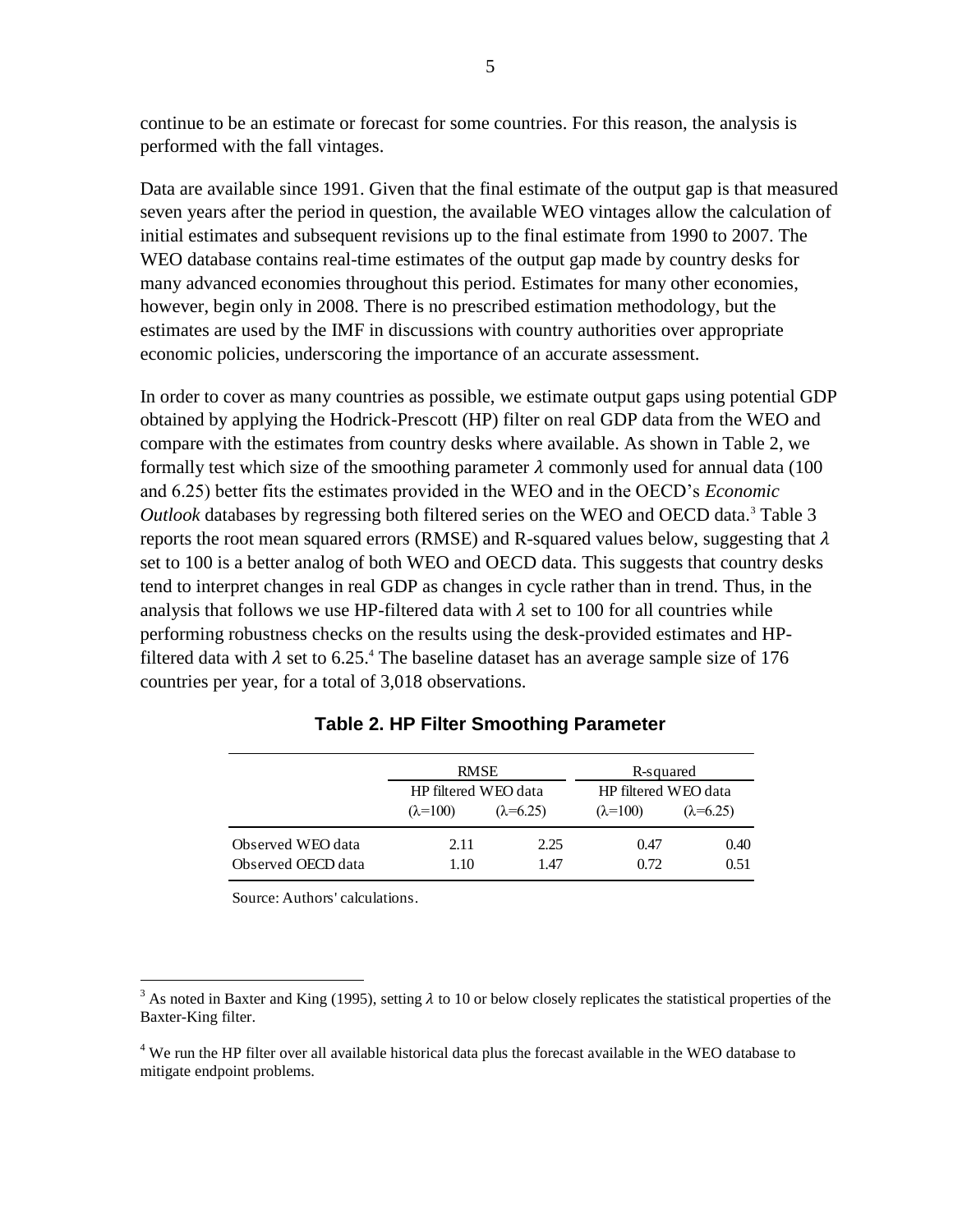continue to be an estimate or forecast for some countries. For this reason, the analysis is performed with the fall vintages.

Data are available since 1991. Given that the final estimate of the output gap is that measured seven years after the period in question, the available WEO vintages allow the calculation of initial estimates and subsequent revisions up to the final estimate from 1990 to 2007. The WEO database contains real-time estimates of the output gap made by country desks for many advanced economies throughout this period. Estimates for many other economies, however, begin only in 2008. There is no prescribed estimation methodology, but the estimates are used by the IMF in discussions with country authorities over appropriate economic policies, underscoring the importance of an accurate assessment.

In order to cover as many countries as possible, we estimate output gaps using potential GDP obtained by applying the Hodrick-Prescott (HP) filter on real GDP data from the WEO and compare with the estimates from country desks where available. As shown in Table 2, we formally test which size of the smoothing parameter $\lambda$ commonly used for annual data (100 and 6.25) better fits the estimates provided in the WEO and in the OECD's *Economic Outlook* databases by regressing both filtered series on the WEO and OECD data.[3] Table 3 reports the root mean squared errors (RMSE) and R-squared values below, suggesting that $\lambda$ set to 100 is a better analog of both WEO and OECD data. This suggests that country desks tend to interpret changes in real GDP as changes in cycle rather than in trend. Thus, in the analysis that follows we use HP-filtered data with $\lambda$ set to 100 for all countries while performing robustness checks on the results using the desk-provided estimates and HP-filtered data with $\lambda$ set to 6.25.[4] The baseline dataset has an average sample size of 176 countries per year, for a total of 3,018 observations.

**Table 2. HP Filter Smoothing Parameter**

| | RMSE | | R-squared | |
|---|---|---|---|---|
| | HP filtered WEO data | | HP filtered WEO data | |
| | ($\lambda$=100) | ($\lambda$=6.25) | ($\lambda$=100) | ($\lambda$=6.25) |
| Observed WEO data | 2.11 | 2.25 | 0.47 | 0.40 |
| Observed OECD data | 1.10 | 1.47 | 0.72 | 0.51 |

Source: Authors' calculations.

[3] As noted in Baxter and King (1995), setting $\lambda$ to 10 or below closely replicates the statistical properties of the Baxter-King filter.

[4] We run the HP filter over all available historical data plus the forecast available in the WEO database to mitigate endpoint problems.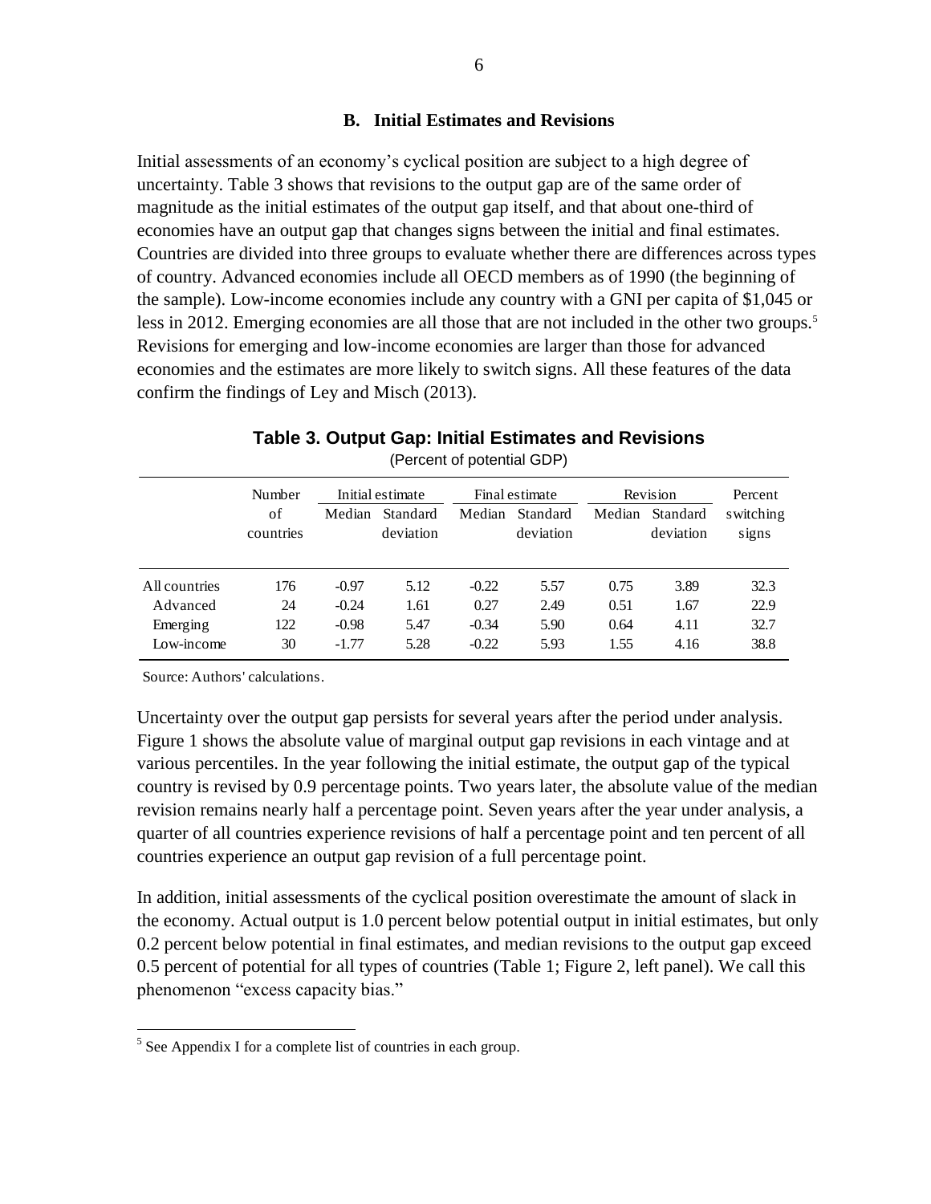### B. Initial Estimates and Revisions

Initial assessments of an economy's cyclical position are subject to a high degree of uncertainty. Table 3 shows that revisions to the output gap are of the same order of magnitude as the initial estimates of the output gap itself, and that about one-third of economies have an output gap that changes signs between the initial and final estimates. Countries are divided into three groups to evaluate whether there are differences across types of country. Advanced economies include all OECD members as of 1990 (the beginning of the sample). Low-income economies include any country with a GNI per capita of $1,045 or less in 2012. Emerging economies are all those that are not included in the other two groups.[5] Revisions for emerging and low-income economies are larger than those for advanced economies and the estimates are more likely to switch signs. All these features of the data confirm the findings of Ley and Misch (2013).

**Table 3. Output Gap: Initial Estimates and Revisions**

(Percent of potential GDP)

| | Number of countries | Initial estimate | | Final estimate | | Revision | | Percent switching signs |
|---|---|---|---|---|---|---|---|---|
| | | Median | Standard deviation | Median | Standard deviation | Median | Standard deviation | |
| All countries | 176 | -0.97 | 5.12 | -0.22 | 5.57 | 0.75 | 3.89 | 32.3 |
| Advanced | 24 | -0.24 | 1.61 | 0.27 | 2.49 | 0.51 | 1.67 | 22.9 |
| Emerging | 122 | -0.98 | 5.47 | -0.34 | 5.90 | 0.64 | 4.11 | 32.7 |
| Low-income | 30 | -1.77 | 5.28 | -0.22 | 5.93 | 1.55 | 4.16 | 38.8 |

Source: Authors' calculations.

Uncertainty over the output gap persists for several years after the period under analysis. Figure 1 shows the absolute value of marginal output gap revisions in each vintage and at various percentiles. In the year following the initial estimate, the output gap of the typical country is revised by 0.9 percentage points. Two years later, the absolute value of the median revision remains nearly half a percentage point. Seven years after the year under analysis, a quarter of all countries experience revisions of half a percentage point and ten percent of all countries experience an output gap revision of a full percentage point.

In addition, initial assessments of the cyclical position overestimate the amount of slack in the economy. Actual output is 1.0 percent below potential output in initial estimates, but only 0.2 percent below potential in final estimates, and median revisions to the output gap exceed 0.5 percent of potential for all types of countries (Table 1; Figure 2, left panel). We call this phenomenon "excess capacity bias."

[5] See Appendix I for a complete list of countries in each group.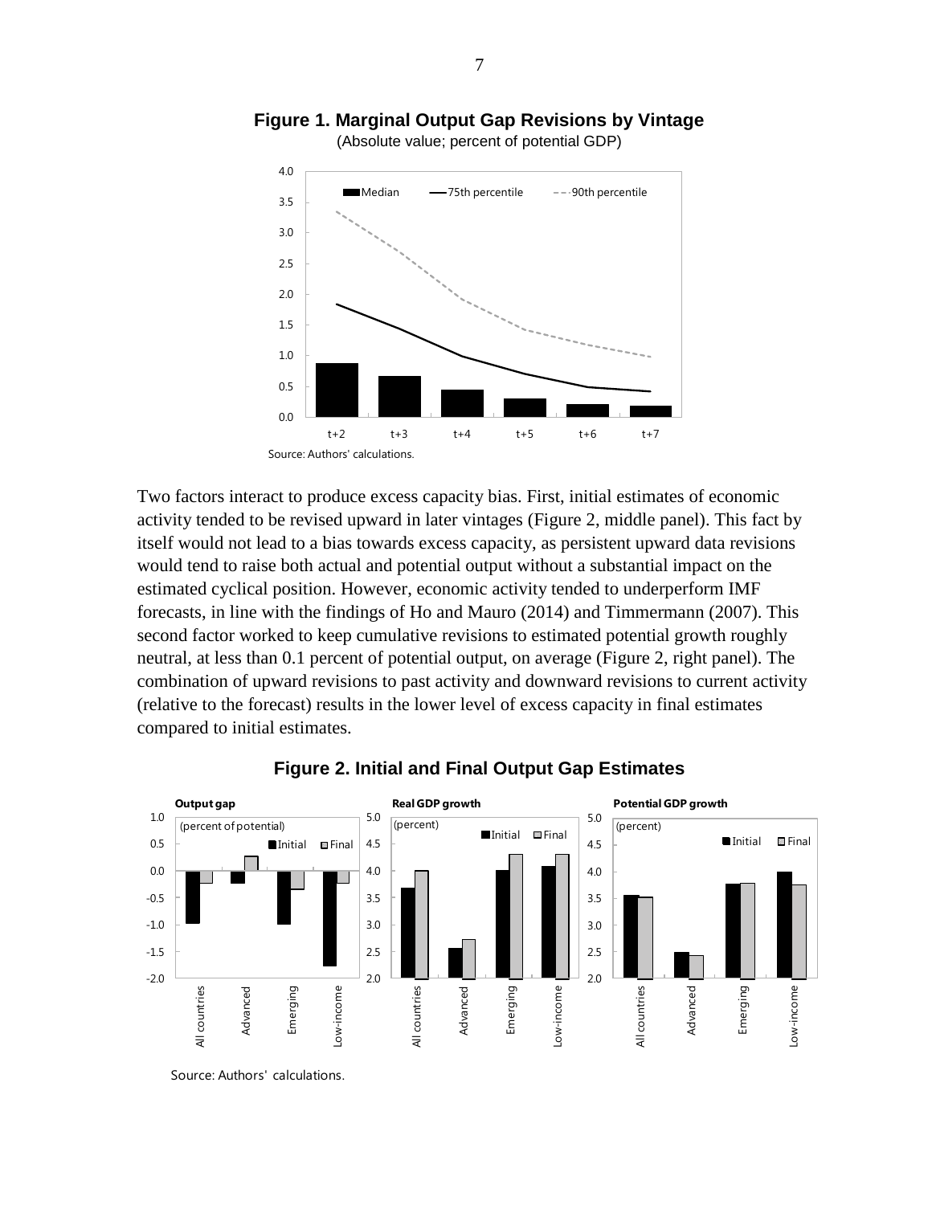**Figure 1. Marginal Output Gap Revisions by Vintage**

(Absolute value; percent of potential GDP)

Source: Authors' calculations.

Two factors interact to produce excess capacity bias. First, initial estimates of economic activity tended to be revised upward in later vintages (Figure 2, middle panel). This fact by itself would not lead to a bias towards excess capacity, as persistent upward data revisions would tend to raise both actual and potential output without a substantial impact on the estimated cyclical position. However, economic activity tended to underperform IMF forecasts, in line with the findings of Ho and Mauro (2014) and Timmermann (2007). This second factor worked to keep cumulative revisions to estimated potential growth roughly neutral, at less than 0.1 percent of potential output, on average (Figure 2, right panel). The combination of upward revisions to past activity and downward revisions to current activity (relative to the forecast) results in the lower level of excess capacity in final estimates compared to initial estimates.

**Figure 2. Initial and Final Output Gap Estimates**

Source: Authors' calculations.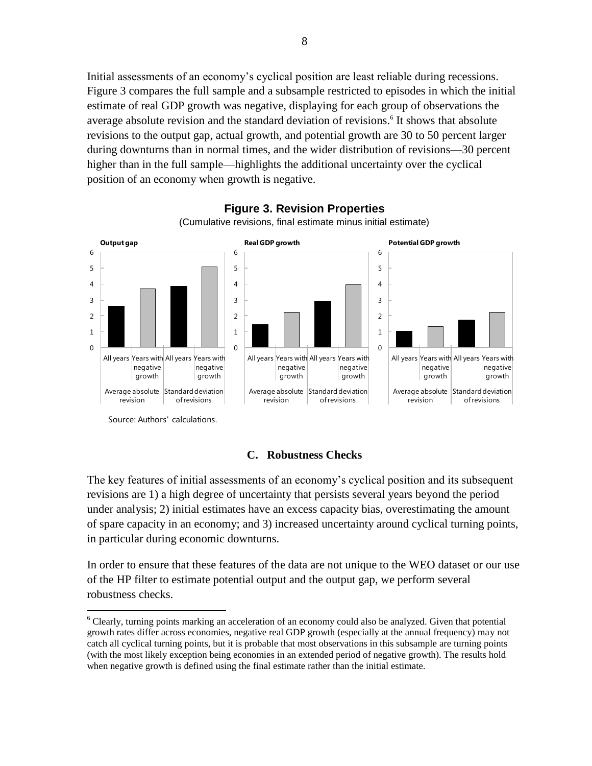Initial assessments of an economy's cyclical position are least reliable during recessions. Figure 3 compares the full sample and a subsample restricted to episodes in which the initial estimate of real GDP growth was negative, displaying for each group of observations the average absolute revision and the standard deviation of revisions.[6] It shows that absolute revisions to the output gap, actual growth, and potential growth are 30 to 50 percent larger during downturns than in normal times, and the wider distribution of revisions—30 percent higher than in the full sample—highlights the additional uncertainty over the cyclical position of an economy when growth is negative.

**Figure 3. Revision Properties**

(Cumulative revisions, final estimate minus initial estimate)

Source: Authors' calculations.

### C. Robustness Checks

The key features of initial assessments of an economy's cyclical position and its subsequent revisions are 1) a high degree of uncertainty that persists several years beyond the period under analysis; 2) initial estimates have an excess capacity bias, overestimating the amount of spare capacity in an economy; and 3) increased uncertainty around cyclical turning points, in particular during economic downturns.

In order to ensure that these features of the data are not unique to the WEO dataset or our use of the HP filter to estimate potential output and the output gap, we perform several robustness checks.

[6] Clearly, turning points marking an acceleration of an economy could also be analyzed. Given that potential growth rates differ across economies, negative real GDP growth (especially at the annual frequency) may not catch all cyclical turning points, but it is probable that most observations in this subsample are turning points (with the most likely exception being economies in an extended period of negative growth). The results hold when negative growth is defined using the final estimate rather than the initial estimate.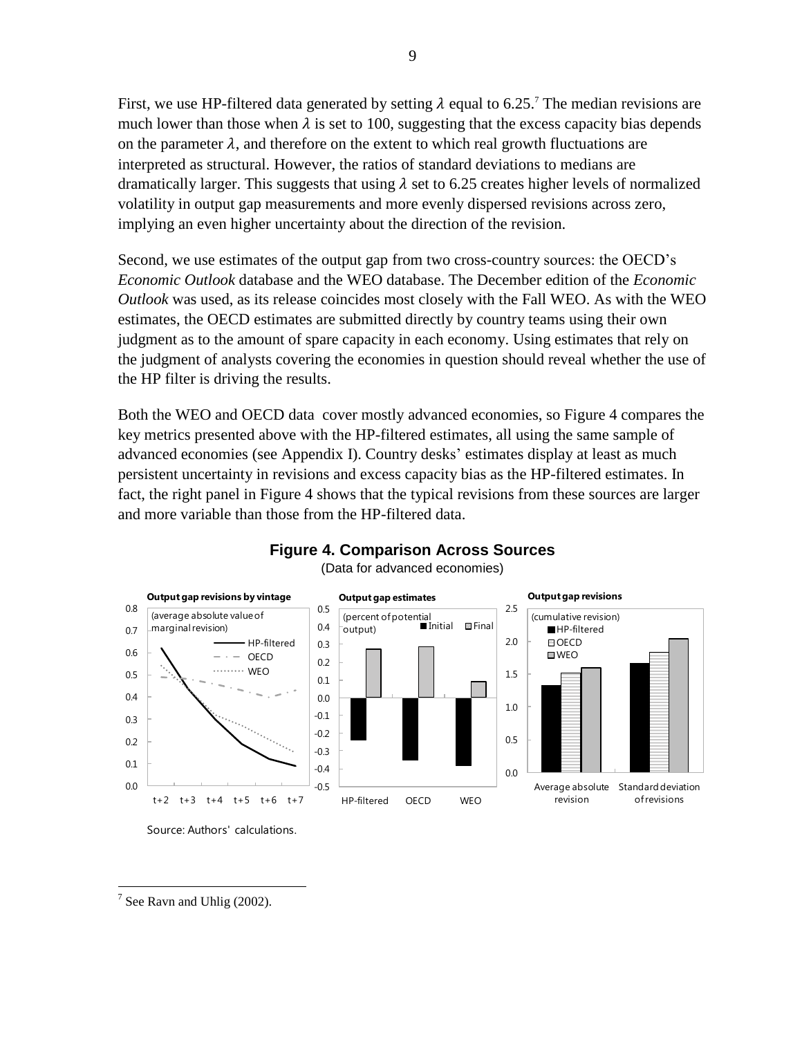First, we use HP-filtered data generated by setting $\lambda$ equal to 6.25.[7] The median revisions are much lower than those when $\lambda$ is set to 100, suggesting that the excess capacity bias depends on the parameter $\lambda$, and therefore on the extent to which real growth fluctuations are interpreted as structural. However, the ratios of standard deviations to medians are dramatically larger. This suggests that using $\lambda$ set to 6.25 creates higher levels of normalized volatility in output gap measurements and more evenly dispersed revisions across zero, implying an even higher uncertainty about the direction of the revision.

Second, we use estimates of the output gap from two cross-country sources: the OECD's *Economic Outlook* database and the WEO database. The December edition of the *Economic Outlook* was used, as its release coincides most closely with the Fall WEO. As with the WEO estimates, the OECD estimates are submitted directly by country teams using their own judgment as to the amount of spare capacity in each economy. Using estimates that rely on the judgment of analysts covering the economies in question should reveal whether the use of the HP filter is driving the results.

Both the WEO and OECD data cover mostly advanced economies, so Figure 4 compares the key metrics presented above with the HP-filtered estimates, all using the same sample of advanced economies (see Appendix I). Country desks' estimates display at least as much persistent uncertainty in revisions and excess capacity bias as the HP-filtered estimates. In fact, the right panel in Figure 4 shows that the typical revisions from these sources are larger and more variable than those from the HP-filtered data.

**Figure 4. Comparison Across Sources**

(Data for advanced economies)

Source: Authors' calculations.

[7] See Ravn and Uhlig (2002).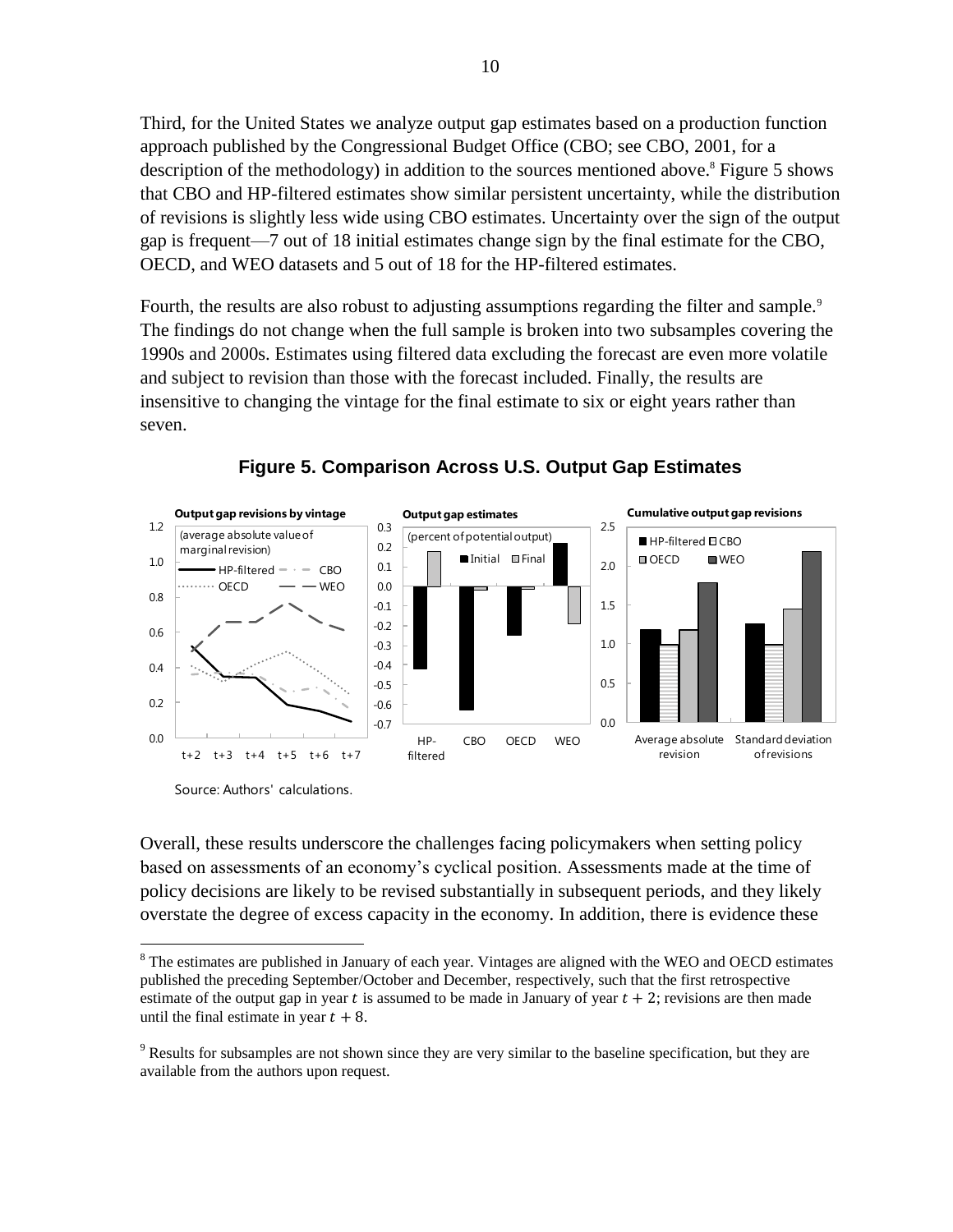Third, for the United States we analyze output gap estimates based on a production function approach published by the Congressional Budget Office (CBO; see CBO, 2001, for a description of the methodology) in addition to the sources mentioned above.[8] Figure 5 shows that CBO and HP-filtered estimates show similar persistent uncertainty, while the distribution of revisions is slightly less wide using CBO estimates. Uncertainty over the sign of the output gap is frequent—7 out of 18 initial estimates change sign by the final estimate for the CBO, OECD, and WEO datasets and 5 out of 18 for the HP-filtered estimates.

Fourth, the results are also robust to adjusting assumptions regarding the filter and sample.[9] The findings do not change when the full sample is broken into two subsamples covering the 1990s and 2000s. Estimates using filtered data excluding the forecast are even more volatile and subject to revision than those with the forecast included. Finally, the results are insensitive to changing the vintage for the final estimate to six or eight years rather than seven.

**Figure 5. Comparison Across U.S. Output Gap Estimates**

Source: Authors' calculations.

Overall, these results underscore the challenges facing policymakers when setting policy based on assessments of an economy's cyclical position. Assessments made at the time of policy decisions are likely to be revised substantially in subsequent periods, and they likely overstate the degree of excess capacity in the economy. In addition, there is evidence these

---

[8] The estimates are published in January of each year. Vintages are aligned with the WEO and OECD estimates published the preceding September/October and December, respectively, such that the first retrospective estimate of the output gap in year $t$ is assumed to be made in January of year $t + 2$; revisions are then made until the final estimate in year $t + 8$.

[9] Results for subsamples are not shown since they are very similar to the baseline specification, but they are available from the authors upon request.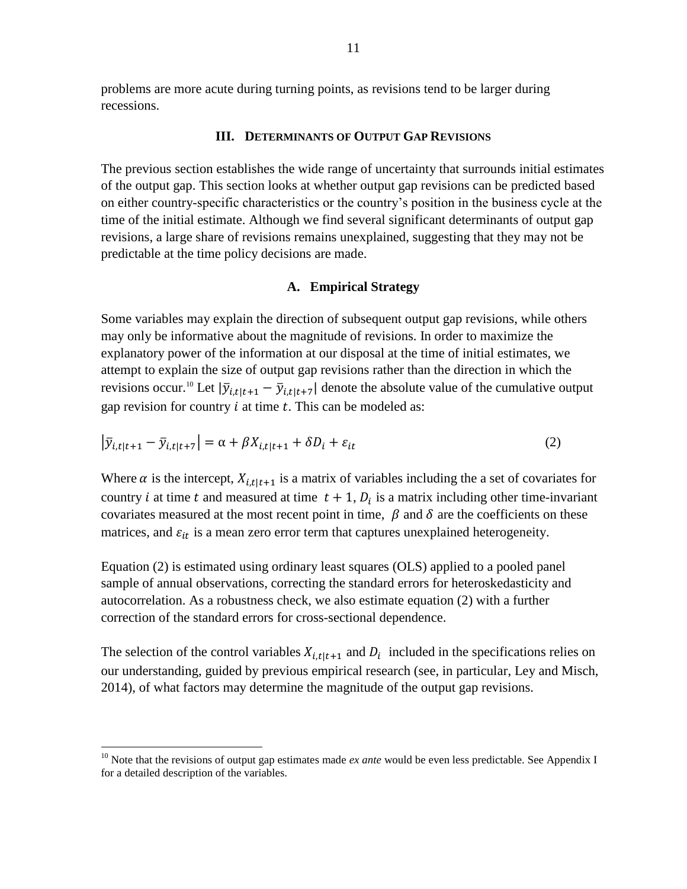problems are more acute during turning points, as revisions tend to be larger during recessions.

## III. Determinants of Output Gap Revisions

The previous section establishes the wide range of uncertainty that surrounds initial estimates of the output gap. This section looks at whether output gap revisions can be predicted based on either country-specific characteristics or the country's position in the business cycle at the time of the initial estimate. Although we find several significant determinants of output gap revisions, a large share of revisions remains unexplained, suggesting that they may not be predictable at the time policy decisions are made.

### A. Empirical Strategy

Some variables may explain the direction of subsequent output gap revisions, while others may only be informative about the magnitude of revisions. In order to maximize the explanatory power of the information at our disposal at the time of initial estimates, we attempt to explain the size of output gap revisions rather than the direction in which the revisions occur.[10] Let $|\bar{y}_{i,t|t+1} - \bar{y}_{i,t|t+7}|$ denote the absolute value of the cumulative output gap revision for country $i$ at time $t$. This can be modeled as:

$$\left|\bar{y}_{i,t|t+1} - \bar{y}_{i,t|t+7}\right| = \alpha + \beta X_{i,t|t+1} + \delta D_i + \varepsilon_{it} \tag{2}$$

Where $\alpha$ is the intercept, $X_{i,t|t+1}$ is a matrix of variables including the a set of covariates for country $i$ at time $t$ and measured at time $t+1$, $D_i$ is a matrix including other time-invariant covariates measured at the most recent point in time, $\beta$ and $\delta$ are the coefficients on these matrices, and $\varepsilon_{it}$ is a mean zero error term that captures unexplained heterogeneity.

Equation (2) is estimated using ordinary least squares (OLS) applied to a pooled panel sample of annual observations, correcting the standard errors for heteroskedasticity and autocorrelation. As a robustness check, we also estimate equation (2) with a further correction of the standard errors for cross-sectional dependence.

The selection of the control variables $X_{i,t|t+1}$ and $D_i$ included in the specifications relies on our understanding, guided by previous empirical research (see, in particular, Ley and Misch, 2014), of what factors may determine the magnitude of the output gap revisions.

[10] Note that the revisions of output gap estimates made *ex ante* would be even less predictable. See Appendix I for a detailed description of the variables.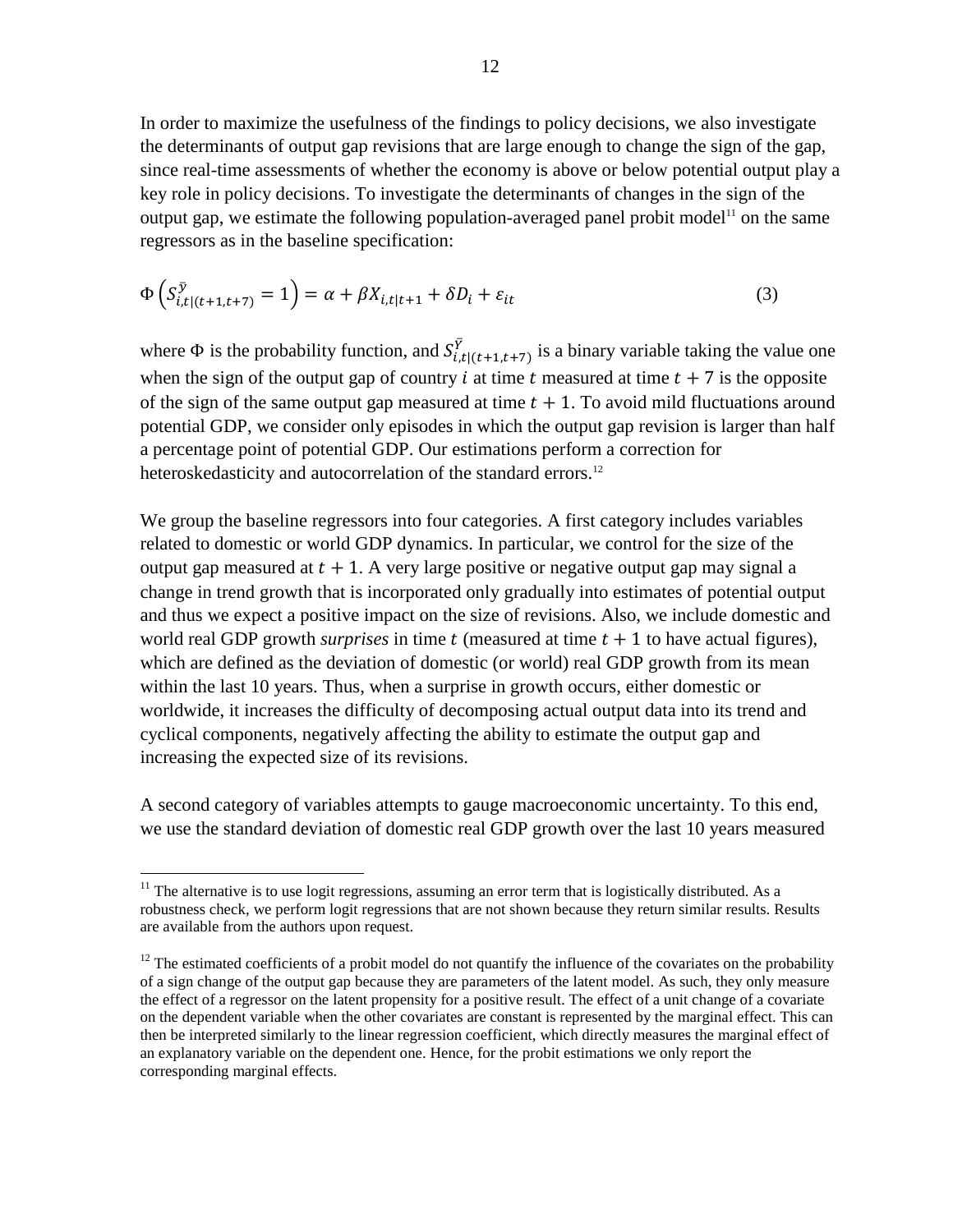In order to maximize the usefulness of the findings to policy decisions, we also investigate the determinants of output gap revisions that are large enough to change the sign of the gap, since real-time assessments of whether the economy is above or below potential output play a key role in policy decisions. To investigate the determinants of changes in the sign of the output gap, we estimate the following population-averaged panel probit model[11] on the same regressors as in the baseline specification:

$$\Phi\left(S^{\bar{y}}_{i,t|(t+1,t+7)} = 1\right) = \alpha + \beta X_{i,t|t+1} + \delta D_i + \varepsilon_{it} \qquad (3)$$

where $\Phi$ is the probability function, and $S^{\bar{Y}}_{i,t|(t+1,t+7)}$ is a binary variable taking the value one when the sign of the output gap of country $i$ at time $t$ measured at time $t+7$ is the opposite of the sign of the same output gap measured at time $t+1$. To avoid mild fluctuations around potential GDP, we consider only episodes in which the output gap revision is larger than half a percentage point of potential GDP. Our estimations perform a correction for heteroskedasticity and autocorrelation of the standard errors.[12]

We group the baseline regressors into four categories. A first category includes variables related to domestic or world GDP dynamics. In particular, we control for the size of the output gap measured at $t+1$. A very large positive or negative output gap may signal a change in trend growth that is incorporated only gradually into estimates of potential output and thus we expect a positive impact on the size of revisions. Also, we include domestic and world real GDP growth *surprises* in time $t$ (measured at time $t+1$ to have actual figures), which are defined as the deviation of domestic (or world) real GDP growth from its mean within the last 10 years. Thus, when a surprise in growth occurs, either domestic or worldwide, it increases the difficulty of decomposing actual output data into its trend and cyclical components, negatively affecting the ability to estimate the output gap and increasing the expected size of its revisions.

A second category of variables attempts to gauge macroeconomic uncertainty. To this end, we use the standard deviation of domestic real GDP growth over the last 10 years measured

---

[11] The alternative is to use logit regressions, assuming an error term that is logistically distributed. As a robustness check, we perform logit regressions that are not shown because they return similar results. Results are available from the authors upon request.

[12] The estimated coefficients of a probit model do not quantify the influence of the covariates on the probability of a sign change of the output gap because they are parameters of the latent model. As such, they only measure the effect of a regressor on the latent propensity for a positive result. The effect of a unit change of a covariate on the dependent variable when the other covariates are constant is represented by the marginal effect. This can then be interpreted similarly to the linear regression coefficient, which directly measures the marginal effect of an explanatory variable on the dependent one. Hence, for the probit estimations we only report the corresponding marginal effects.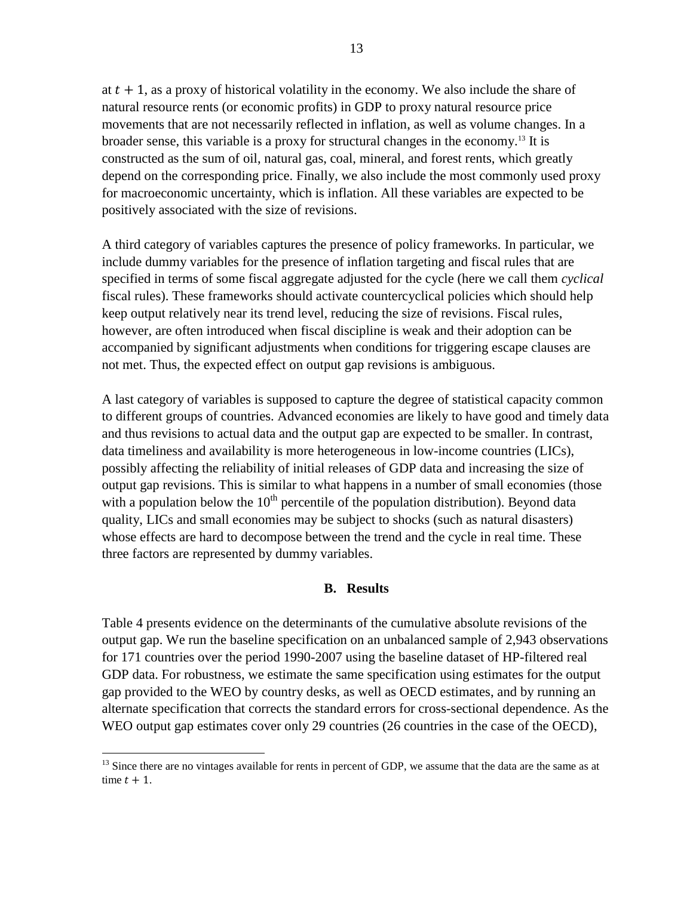at $t + 1$, as a proxy of historical volatility in the economy. We also include the share of natural resource rents (or economic profits) in GDP to proxy natural resource price movements that are not necessarily reflected in inflation, as well as volume changes. In a broader sense, this variable is a proxy for structural changes in the economy.[13] It is constructed as the sum of oil, natural gas, coal, mineral, and forest rents, which greatly depend on the corresponding price. Finally, we also include the most commonly used proxy for macroeconomic uncertainty, which is inflation. All these variables are expected to be positively associated with the size of revisions.

A third category of variables captures the presence of policy frameworks. In particular, we include dummy variables for the presence of inflation targeting and fiscal rules that are specified in terms of some fiscal aggregate adjusted for the cycle (here we call them *cyclical* fiscal rules). These frameworks should activate countercyclical policies which should help keep output relatively near its trend level, reducing the size of revisions. Fiscal rules, however, are often introduced when fiscal discipline is weak and their adoption can be accompanied by significant adjustments when conditions for triggering escape clauses are not met. Thus, the expected effect on output gap revisions is ambiguous.

A last category of variables is supposed to capture the degree of statistical capacity common to different groups of countries. Advanced economies are likely to have good and timely data and thus revisions to actual data and the output gap are expected to be smaller. In contrast, data timeliness and availability is more heterogeneous in low-income countries (LICs), possibly affecting the reliability of initial releases of GDP data and increasing the size of output gap revisions. This is similar to what happens in a number of small economies (those with a population below the $10^{th}$ percentile of the population distribution). Beyond data quality, LICs and small economies may be subject to shocks (such as natural disasters) whose effects are hard to decompose between the trend and the cycle in real time. These three factors are represented by dummy variables.

### B. Results

Table 4 presents evidence on the determinants of the cumulative absolute revisions of the output gap. We run the baseline specification on an unbalanced sample of 2,943 observations for 171 countries over the period 1990-2007 using the baseline dataset of HP-filtered real GDP data. For robustness, we estimate the same specification using estimates for the output gap provided to the WEO by country desks, as well as OECD estimates, and by running an alternate specification that corrects the standard errors for cross-sectional dependence. As the WEO output gap estimates cover only 29 countries (26 countries in the case of the OECD),

[13] Since there are no vintages available for rents in percent of GDP, we assume that the data are the same as at time $t + 1$.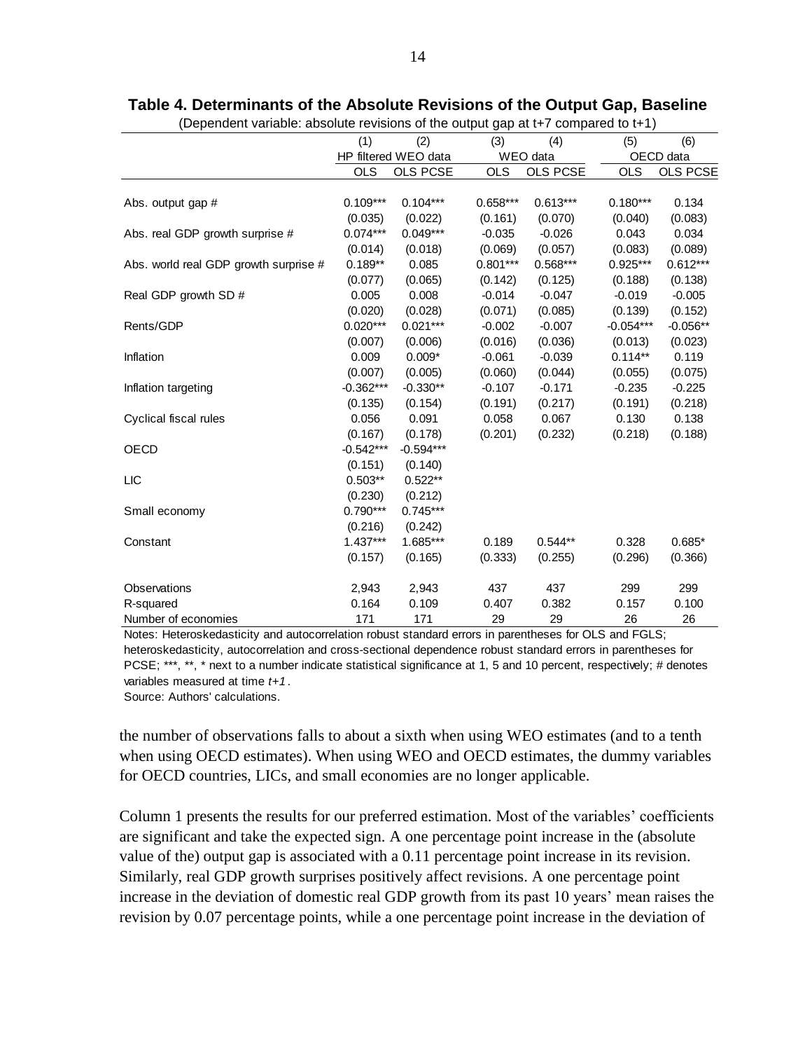**Table 4. Determinants of the Absolute Revisions of the Output Gap, Baseline**

(Dependent variable: absolute revisions of the output gap at t+7 compared to t+1)

| | (1) | (2) | (3) | (4) | (5) | (6) |
|---|---|---|---|---|---|---|
| | HP filtered WEO data | | WEO data | | OECD data | |
| | OLS | OLS PCSE | OLS | OLS PCSE | OLS | OLS PCSE |
| Abs. output gap # | 0.109*** | 0.104*** | 0.658*** | 0.613*** | 0.180*** | 0.134 |
| | (0.035) | (0.022) | (0.161) | (0.070) | (0.040) | (0.083) |
| Abs. real GDP growth surprise # | 0.074*** | 0.049*** | -0.035 | -0.026 | 0.043 | 0.034 |
| | (0.014) | (0.018) | (0.069) | (0.057) | (0.083) | (0.089) |
| Abs. world real GDP growth surprise # | 0.189** | 0.085 | 0.801*** | 0.568*** | 0.925*** | 0.612*** |
| | (0.077) | (0.065) | (0.142) | (0.125) | (0.188) | (0.138) |
| Real GDP growth SD # | 0.005 | 0.008 | -0.014 | -0.047 | -0.019 | -0.005 |
| | (0.020) | (0.028) | (0.071) | (0.085) | (0.139) | (0.152) |
| Rents/GDP | 0.020*** | 0.021*** | -0.002 | -0.007 | -0.054*** | -0.056** |
| | (0.007) | (0.006) | (0.016) | (0.036) | (0.013) | (0.023) |
| Inflation | 0.009 | 0.009* | -0.061 | -0.039 | 0.114** | 0.119 |
| | (0.007) | (0.005) | (0.060) | (0.044) | (0.055) | (0.075) |
| Inflation targeting | -0.362*** | -0.330** | -0.107 | -0.171 | -0.235 | -0.225 |
| | (0.135) | (0.154) | (0.191) | (0.217) | (0.191) | (0.218) |
| Cyclical fiscal rules | 0.056 | 0.091 | 0.058 | 0.067 | 0.130 | 0.138 |
| | (0.167) | (0.178) | (0.201) | (0.232) | (0.218) | (0.188) |
| OECD | -0.542*** | -0.594*** | | | | |
| | (0.151) | (0.140) | | | | |
| LIC | 0.503** | 0.522** | | | | |
| | (0.230) | (0.212) | | | | |
| Small economy | 0.790*** | 0.745*** | | | | |
| | (0.216) | (0.242) | | | | |
| Constant | 1.437*** | 1.685*** | 0.189 | 0.544** | 0.328 | 0.685* |
| | (0.157) | (0.165) | (0.333) | (0.255) | (0.296) | (0.366) |
| Observations | 2,943 | 2,943 | 437 | 437 | 299 | 299 |
| R-squared | 0.164 | 0.109 | 0.407 | 0.382 | 0.157 | 0.100 |
| Number of economies | 171 | 171 | 29 | 29 | 26 | 26 |

Notes: Heteroskedasticity and autocorrelation robust standard errors in parentheses for OLS and FGLS; heteroskedasticity, autocorrelation and cross-sectional dependence robust standard errors in parentheses for PCSE; ***, **, * next to a number indicate statistical significance at 1, 5 and 10 percent, respectively; # denotes variables measured at time *t+1*.

Source: Authors' calculations.

the number of observations falls to about a sixth when using WEO estimates (and to a tenth when using OECD estimates). When using WEO and OECD estimates, the dummy variables for OECD countries, LICs, and small economies are no longer applicable.

Column 1 presents the results for our preferred estimation. Most of the variables' coefficients are significant and take the expected sign. A one percentage point increase in the (absolute value of the) output gap is associated with a 0.11 percentage point increase in its revision. Similarly, real GDP growth surprises positively affect revisions. A one percentage point increase in the deviation of domestic real GDP growth from its past 10 years' mean raises the revision by 0.07 percentage points, while a one percentage point increase in the deviation of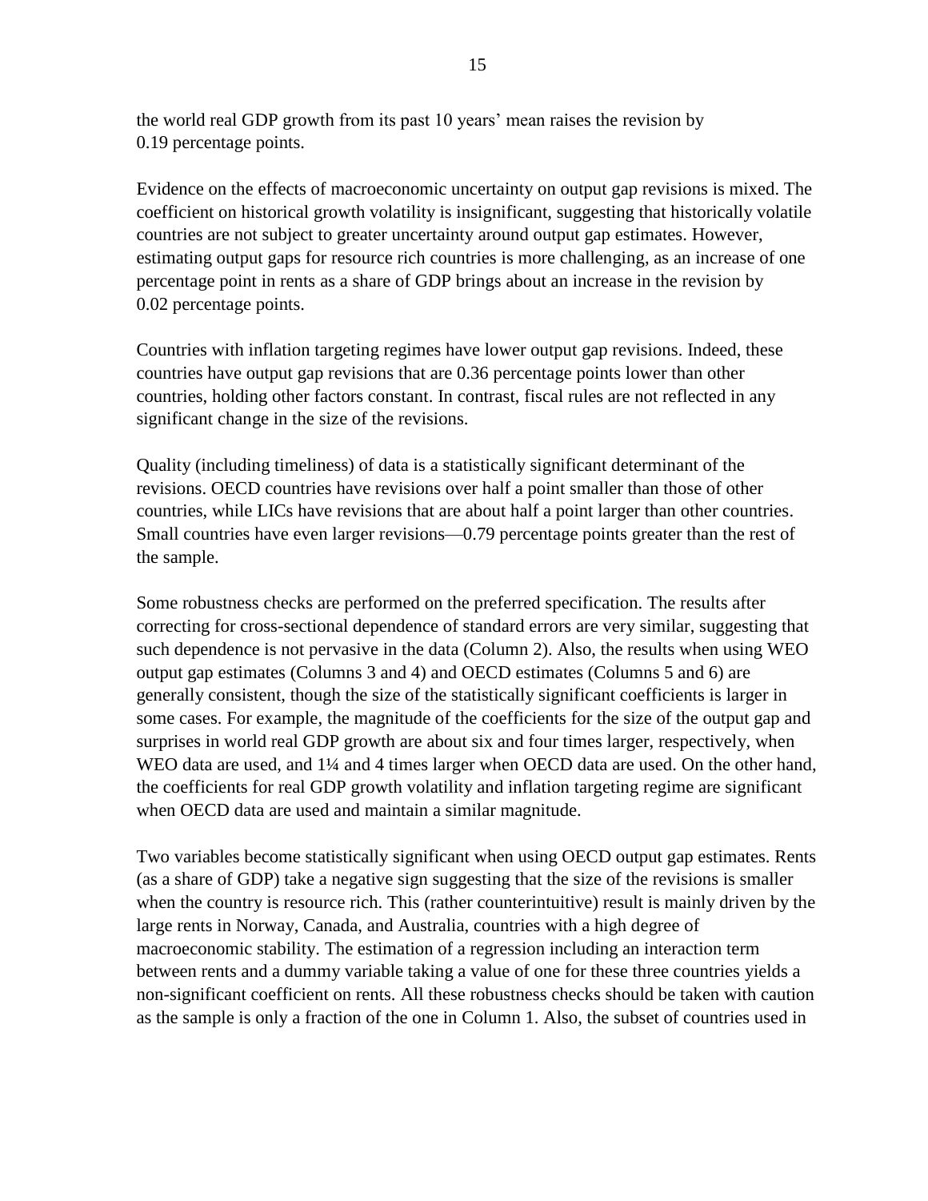the world real GDP growth from its past 10 years' mean raises the revision by 0.19 percentage points.

Evidence on the effects of macroeconomic uncertainty on output gap revisions is mixed. The coefficient on historical growth volatility is insignificant, suggesting that historically volatile countries are not subject to greater uncertainty around output gap estimates. However, estimating output gaps for resource rich countries is more challenging, as an increase of one percentage point in rents as a share of GDP brings about an increase in the revision by 0.02 percentage points.

Countries with inflation targeting regimes have lower output gap revisions. Indeed, these countries have output gap revisions that are 0.36 percentage points lower than other countries, holding other factors constant. In contrast, fiscal rules are not reflected in any significant change in the size of the revisions.

Quality (including timeliness) of data is a statistically significant determinant of the revisions. OECD countries have revisions over half a point smaller than those of other countries, while LICs have revisions that are about half a point larger than other countries. Small countries have even larger revisions—0.79 percentage points greater than the rest of the sample.

Some robustness checks are performed on the preferred specification. The results after correcting for cross-sectional dependence of standard errors are very similar, suggesting that such dependence is not pervasive in the data (Column 2). Also, the results when using WEO output gap estimates (Columns 3 and 4) and OECD estimates (Columns 5 and 6) are generally consistent, though the size of the statistically significant coefficients is larger in some cases. For example, the magnitude of the coefficients for the size of the output gap and surprises in world real GDP growth are about six and four times larger, respectively, when WEO data are used, and 1¼ and 4 times larger when OECD data are used. On the other hand, the coefficients for real GDP growth volatility and inflation targeting regime are significant when OECD data are used and maintain a similar magnitude.

Two variables become statistically significant when using OECD output gap estimates. Rents (as a share of GDP) take a negative sign suggesting that the size of the revisions is smaller when the country is resource rich. This (rather counterintuitive) result is mainly driven by the large rents in Norway, Canada, and Australia, countries with a high degree of macroeconomic stability. The estimation of a regression including an interaction term between rents and a dummy variable taking a value of one for these three countries yields a non-significant coefficient on rents. All these robustness checks should be taken with caution as the sample is only a fraction of the one in Column 1. Also, the subset of countries used in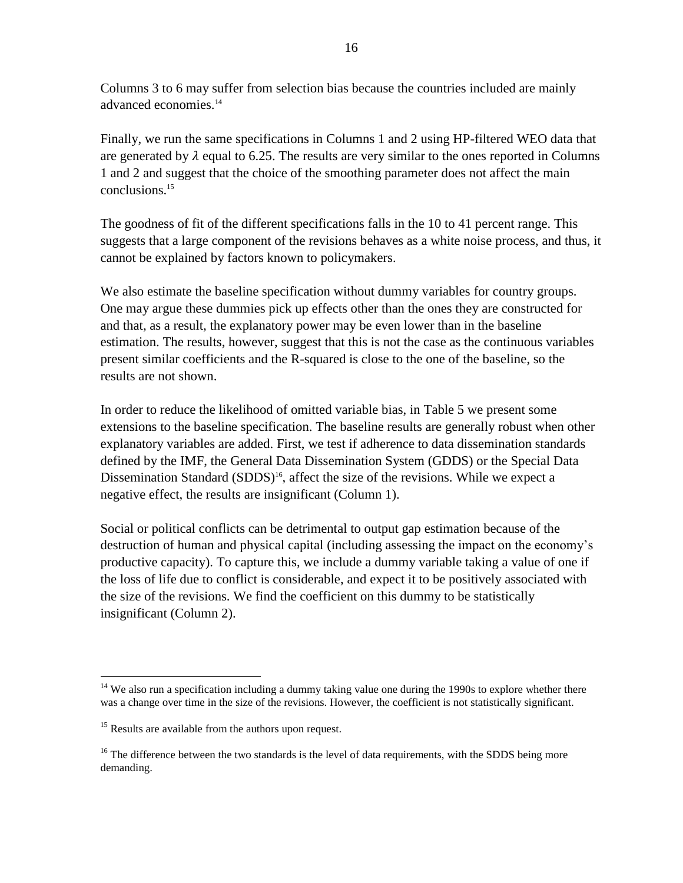Columns 3 to 6 may suffer from selection bias because the countries included are mainly advanced economies.[14]

Finally, we run the same specifications in Columns 1 and 2 using HP-filtered WEO data that are generated by $\lambda$ equal to 6.25. The results are very similar to the ones reported in Columns 1 and 2 and suggest that the choice of the smoothing parameter does not affect the main conclusions.[15]

The goodness of fit of the different specifications falls in the 10 to 41 percent range. This suggests that a large component of the revisions behaves as a white noise process, and thus, it cannot be explained by factors known to policymakers.

We also estimate the baseline specification without dummy variables for country groups. One may argue these dummies pick up effects other than the ones they are constructed for and that, as a result, the explanatory power may be even lower than in the baseline estimation. The results, however, suggest that this is not the case as the continuous variables present similar coefficients and the R-squared is close to the one of the baseline, so the results are not shown.

In order to reduce the likelihood of omitted variable bias, in Table 5 we present some extensions to the baseline specification. The baseline results are generally robust when other explanatory variables are added. First, we test if adherence to data dissemination standards defined by the IMF, the General Data Dissemination System (GDDS) or the Special Data Dissemination Standard (SDDS)[16], affect the size of the revisions. While we expect a negative effect, the results are insignificant (Column 1).

Social or political conflicts can be detrimental to output gap estimation because of the destruction of human and physical capital (including assessing the impact on the economy's productive capacity). To capture this, we include a dummy variable taking a value of one if the loss of life due to conflict is considerable, and expect it to be positively associated with the size of the revisions. We find the coefficient on this dummy to be statistically insignificant (Column 2).

---

[14] We also run a specification including a dummy taking value one during the 1990s to explore whether there was a change over time in the size of the revisions. However, the coefficient is not statistically significant.

[15] Results are available from the authors upon request.

[16] The difference between the two standards is the level of data requirements, with the SDDS being more demanding.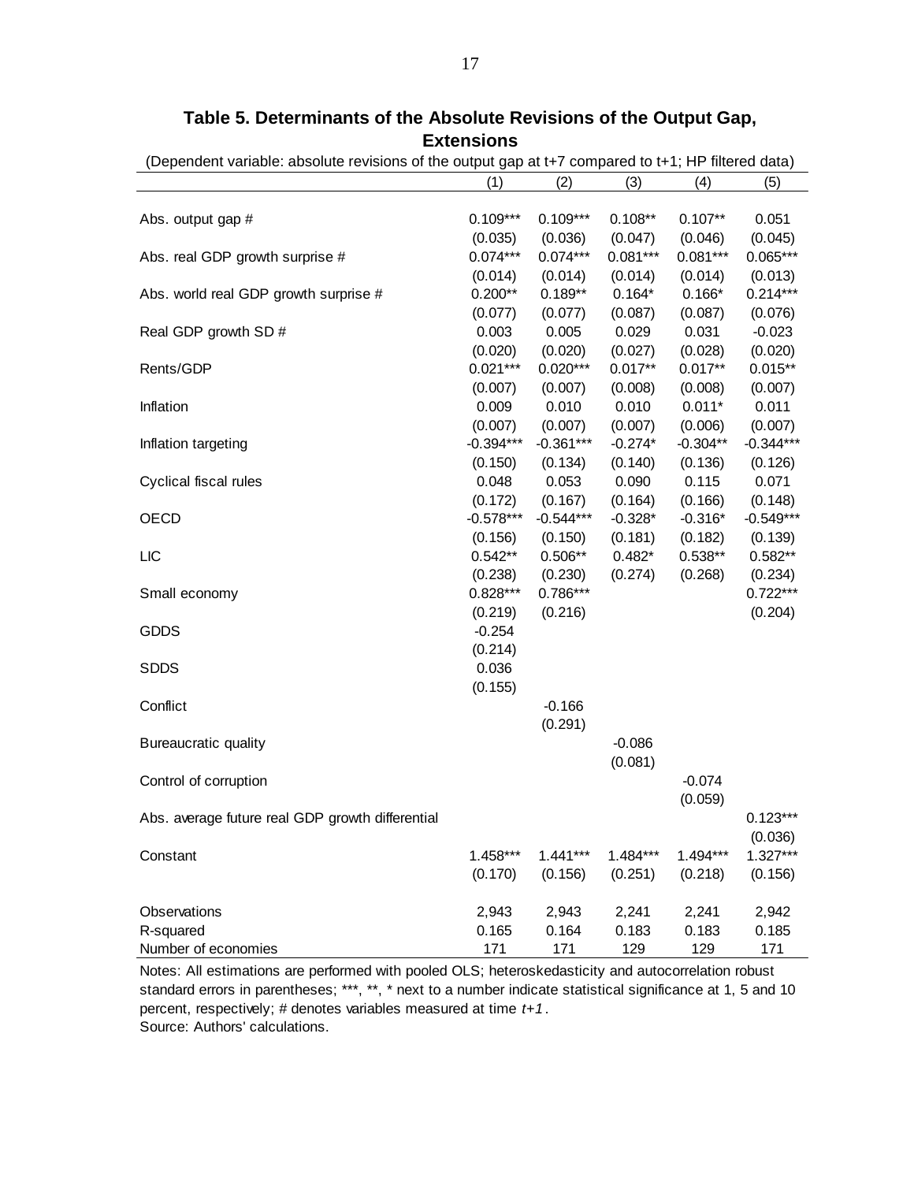**Table 5. Determinants of the Absolute Revisions of the Output Gap, Extensions**

(Dependent variable: absolute revisions of the output gap at t+7 compared to t+1; HP filtered data)

| | (1) | (2) | (3) | (4) | (5) |
|---|---|---|---|---|---|
| Abs. output gap # | 0.109*** | 0.109*** | 0.108** | 0.107** | 0.051 |
| | (0.035) | (0.036) | (0.047) | (0.046) | (0.045) |
| Abs. real GDP growth surprise # | 0.074*** | 0.074*** | 0.081*** | 0.081*** | 0.065*** |
| | (0.014) | (0.014) | (0.014) | (0.014) | (0.013) |
| Abs. world real GDP growth surprise # | 0.200** | 0.189** | 0.164* | 0.166* | 0.214*** |
| | (0.077) | (0.077) | (0.087) | (0.087) | (0.076) |
| Real GDP growth SD # | 0.003 | 0.005 | 0.029 | 0.031 | -0.023 |
| | (0.020) | (0.020) | (0.027) | (0.028) | (0.020) |
| Rents/GDP | 0.021*** | 0.020*** | 0.017** | 0.017** | 0.015** |
| | (0.007) | (0.007) | (0.008) | (0.008) | (0.007) |
| Inflation | 0.009 | 0.010 | 0.010 | 0.011* | 0.011 |
| | (0.007) | (0.007) | (0.007) | (0.006) | (0.007) |
| Inflation targeting | -0.394*** | -0.361*** | -0.274* | -0.304** | -0.344*** |
| | (0.150) | (0.134) | (0.140) | (0.136) | (0.126) |
| Cyclical fiscal rules | 0.048 | 0.053 | 0.090 | 0.115 | 0.071 |
| | (0.172) | (0.167) | (0.164) | (0.166) | (0.148) |
| OECD | -0.578*** | -0.544*** | -0.328* | -0.316* | -0.549*** |
| | (0.156) | (0.150) | (0.181) | (0.182) | (0.139) |
| LIC | 0.542** | 0.506** | 0.482* | 0.538** | 0.582** |
| | (0.238) | (0.230) | (0.274) | (0.268) | (0.234) |
| Small economy | 0.828*** | 0.786*** | | | 0.722*** |
| | (0.219) | (0.216) | | | (0.204) |
| GDDS | -0.254 | | | | |
| | (0.214) | | | | |
| SDDS | 0.036 | | | | |
| | (0.155) | | | | |
| Conflict | | -0.166 | | | |
| | | (0.291) | | | |
| Bureaucratic quality | | | -0.086 | | |
| | | | (0.081) | | |
| Control of corruption | | | | -0.074 | |
| | | | | (0.059) | |
| Abs. average future real GDP growth differential | | | | | 0.123*** |
| | | | | | (0.036) |
| Constant | 1.458*** | 1.441*** | 1.484*** | 1.494*** | 1.327*** |
| | (0.170) | (0.156) | (0.251) | (0.218) | (0.156) |
| Observations | 2,943 | 2,943 | 2,241 | 2,241 | 2,942 |
| R-squared | 0.165 | 0.164 | 0.183 | 0.183 | 0.185 |
| Number of economies | 171 | 171 | 129 | 129 | 171 |

Notes: All estimations are performed with pooled OLS; heteroskedasticity and autocorrelation robust standard errors in parentheses; ***, **, * next to a number indicate statistical significance at 1, 5 and 10 percent, respectively; # denotes variables measured at time *t+1*.

Source: Authors' calculations.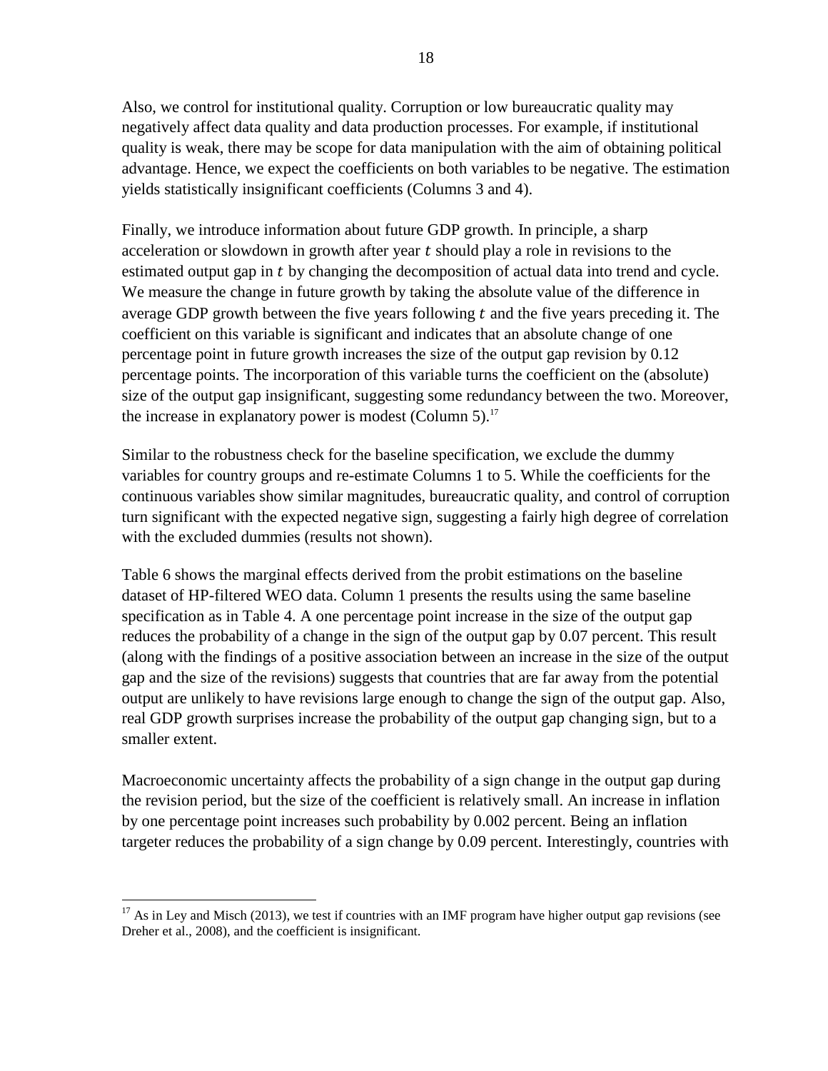Also, we control for institutional quality. Corruption or low bureaucratic quality may negatively affect data quality and data production processes. For example, if institutional quality is weak, there may be scope for data manipulation with the aim of obtaining political advantage. Hence, we expect the coefficients on both variables to be negative. The estimation yields statistically insignificant coefficients (Columns 3 and 4).

Finally, we introduce information about future GDP growth. In principle, a sharp acceleration or slowdown in growth after year $t$ should play a role in revisions to the estimated output gap in $t$ by changing the decomposition of actual data into trend and cycle. We measure the change in future growth by taking the absolute value of the difference in average GDP growth between the five years following $t$ and the five years preceding it. The coefficient on this variable is significant and indicates that an absolute change of one percentage point in future growth increases the size of the output gap revision by 0.12 percentage points. The incorporation of this variable turns the coefficient on the (absolute) size of the output gap insignificant, suggesting some redundancy between the two. Moreover, the increase in explanatory power is modest (Column 5).[17]

Similar to the robustness check for the baseline specification, we exclude the dummy variables for country groups and re-estimate Columns 1 to 5. While the coefficients for the continuous variables show similar magnitudes, bureaucratic quality, and control of corruption turn significant with the expected negative sign, suggesting a fairly high degree of correlation with the excluded dummies (results not shown).

Table 6 shows the marginal effects derived from the probit estimations on the baseline dataset of HP-filtered WEO data. Column 1 presents the results using the same baseline specification as in Table 4. A one percentage point increase in the size of the output gap reduces the probability of a change in the sign of the output gap by 0.07 percent. This result (along with the findings of a positive association between an increase in the size of the output gap and the size of the revisions) suggests that countries that are far away from the potential output are unlikely to have revisions large enough to change the sign of the output gap. Also, real GDP growth surprises increase the probability of the output gap changing sign, but to a smaller extent.

Macroeconomic uncertainty affects the probability of a sign change in the output gap during the revision period, but the size of the coefficient is relatively small. An increase in inflation by one percentage point increases such probability by 0.002 percent. Being an inflation targeter reduces the probability of a sign change by 0.09 percent. Interestingly, countries with

[17] As in Ley and Misch (2013), we test if countries with an IMF program have higher output gap revisions (see Dreher et al., 2008), and the coefficient is insignificant.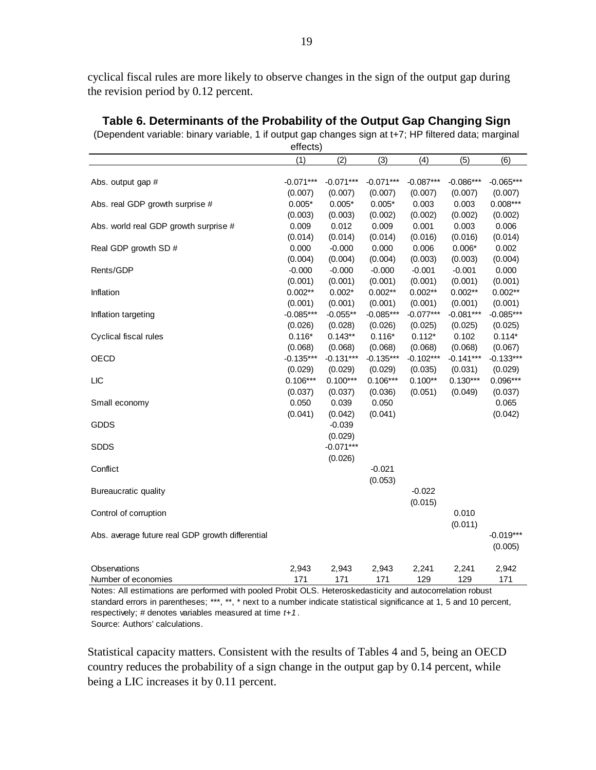cyclical fiscal rules are more likely to observe changes in the sign of the output gap during the revision period by 0.12 percent.

**Table 6. Determinants of the Probability of the Output Gap Changing Sign**

(Dependent variable: binary variable, 1 if output gap changes sign at t+7; HP filtered data; marginal effects)

| | (1) | (2) | (3) | (4) | (5) | (6) |
|---|---|---|---|---|---|---|
| Abs. output gap # | -0.071*** | -0.071*** | -0.071*** | -0.087*** | -0.086*** | -0.065*** |
| | (0.007) | (0.007) | (0.007) | (0.007) | (0.007) | (0.007) |
| Abs. real GDP growth surprise # | 0.005* | 0.005* | 0.005* | 0.003 | 0.003 | 0.008*** |
| | (0.003) | (0.003) | (0.002) | (0.002) | (0.002) | (0.002) |
| Abs. world real GDP growth surprise # | 0.009 | 0.012 | 0.009 | 0.001 | 0.003 | 0.006 |
| | (0.014) | (0.014) | (0.014) | (0.016) | (0.016) | (0.014) |
| Real GDP growth SD # | 0.000 | -0.000 | 0.000 | 0.006 | 0.006* | 0.002 |
| | (0.004) | (0.004) | (0.004) | (0.003) | (0.003) | (0.004) |
| Rents/GDP | -0.000 | -0.000 | -0.000 | -0.001 | -0.001 | 0.000 |
| | (0.001) | (0.001) | (0.001) | (0.001) | (0.001) | (0.001) |
| Inflation | 0.002** | 0.002* | 0.002** | 0.002** | 0.002** | 0.002** |
| | (0.001) | (0.001) | (0.001) | (0.001) | (0.001) | (0.001) |
| Inflation targeting | -0.085*** | -0.055** | -0.085*** | -0.077*** | -0.081*** | -0.085*** |
| | (0.026) | (0.028) | (0.026) | (0.025) | (0.025) | (0.025) |
| Cyclical fiscal rules | 0.116* | 0.143** | 0.116* | 0.112* | 0.102 | 0.114* |
| | (0.068) | (0.068) | (0.068) | (0.068) | (0.068) | (0.067) |
| OECD | -0.135*** | -0.131*** | -0.135*** | -0.102*** | -0.141*** | -0.133*** |
| | (0.029) | (0.029) | (0.029) | (0.035) | (0.031) | (0.029) |
| LIC | 0.106*** | 0.100*** | 0.106*** | 0.100** | 0.130*** | 0.096*** |
| | (0.037) | (0.037) | (0.036) | (0.051) | (0.049) | (0.037) |
| Small economy | 0.050 | 0.039 | 0.050 | | | 0.065 |
| | (0.041) | (0.042) | (0.041) | | | (0.042) |
| GDDS | | -0.039 | | | | |
| | | (0.029) | | | | |
| SDDS | | -0.071*** | | | | |
| | | (0.026) | | | | |
| Conflict | | | -0.021 | | | |
| | | | (0.053) | | | |
| Bureaucratic quality | | | | -0.022 | | |
| | | | | (0.015) | | |
| Control of corruption | | | | | 0.010 | |
| | | | | | (0.011) | |
| Abs. average future real GDP growth differential | | | | | | -0.019*** |
| | | | | | | (0.005) |
| Observations | 2,943 | 2,943 | 2,943 | 2,241 | 2,241 | 2,942 |
| Number of economies | 171 | 171 | 171 | 129 | 129 | 171 |

Notes: All estimations are performed with pooled Probit OLS. Heteroskedasticity and autocorrelation robust standard errors in parentheses; ***, **, * next to a number indicate statistical significance at 1, 5 and 10 percent, respectively; # denotes variables measured at time *t+1*.
Source: Authors' calculations.

Statistical capacity matters. Consistent with the results of Tables 4 and 5, being an OECD country reduces the probability of a sign change in the output gap by 0.14 percent, while being a LIC increases it by 0.11 percent.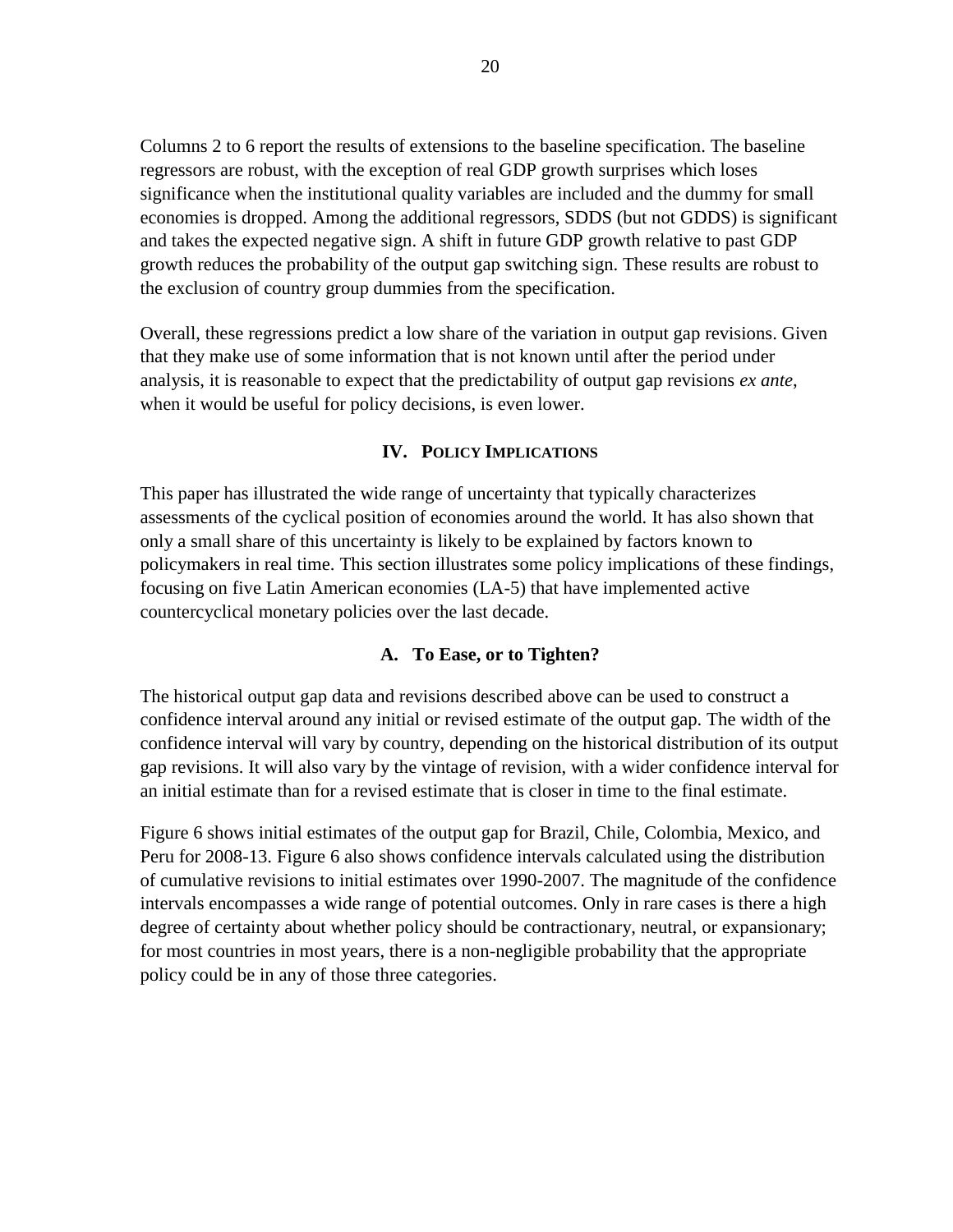Columns 2 to 6 report the results of extensions to the baseline specification. The baseline regressors are robust, with the exception of real GDP growth surprises which loses significance when the institutional quality variables are included and the dummy for small economies is dropped. Among the additional regressors, SDDS (but not GDDS) is significant and takes the expected negative sign. A shift in future GDP growth relative to past GDP growth reduces the probability of the output gap switching sign. These results are robust to the exclusion of country group dummies from the specification.

Overall, these regressions predict a low share of the variation in output gap revisions. Given that they make use of some information that is not known until after the period under analysis, it is reasonable to expect that the predictability of output gap revisions *ex ante*, when it would be useful for policy decisions, is even lower.

## IV. Policy Implications

This paper has illustrated the wide range of uncertainty that typically characterizes assessments of the cyclical position of economies around the world. It has also shown that only a small share of this uncertainty is likely to be explained by factors known to policymakers in real time. This section illustrates some policy implications of these findings, focusing on five Latin American economies (LA-5) that have implemented active countercyclical monetary policies over the last decade.

### A. To Ease, or to Tighten?

The historical output gap data and revisions described above can be used to construct a confidence interval around any initial or revised estimate of the output gap. The width of the confidence interval will vary by country, depending on the historical distribution of its output gap revisions. It will also vary by the vintage of revision, with a wider confidence interval for an initial estimate than for a revised estimate that is closer in time to the final estimate.

Figure 6 shows initial estimates of the output gap for Brazil, Chile, Colombia, Mexico, and Peru for 2008-13. Figure 6 also shows confidence intervals calculated using the distribution of cumulative revisions to initial estimates over 1990-2007. The magnitude of the confidence intervals encompasses a wide range of potential outcomes. Only in rare cases is there a high degree of certainty about whether policy should be contractionary, neutral, or expansionary; for most countries in most years, there is a non-negligible probability that the appropriate policy could be in any of those three categories.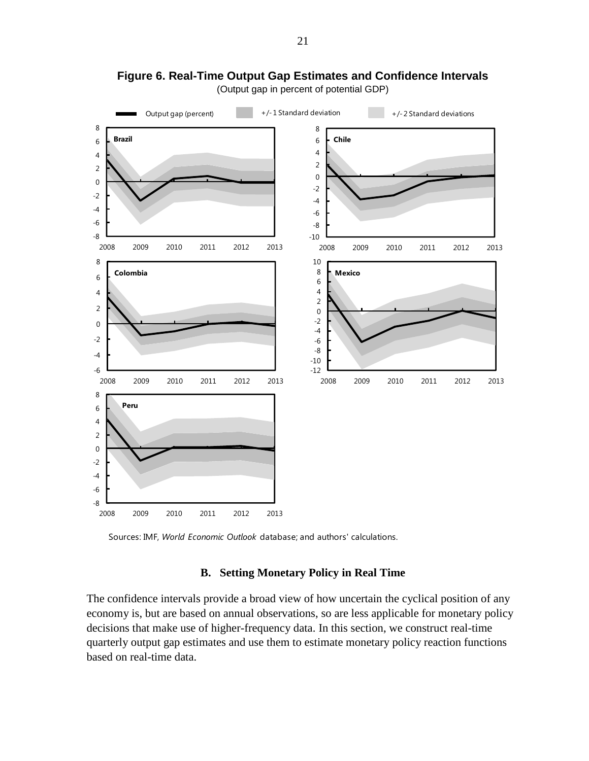**Figure 6. Real-Time Output Gap Estimates and Confidence Intervals**

(Output gap in percent of potential GDP)

Sources: IMF, *World Economic Outlook* database; and authors' calculations.

### B. Setting Monetary Policy in Real Time

The confidence intervals provide a broad view of how uncertain the cyclical position of any economy is, but are based on annual observations, so are less applicable for monetary policy decisions that make use of higher-frequency data. In this section, we construct real-time quarterly output gap estimates and use them to estimate monetary policy reaction functions based on real-time data.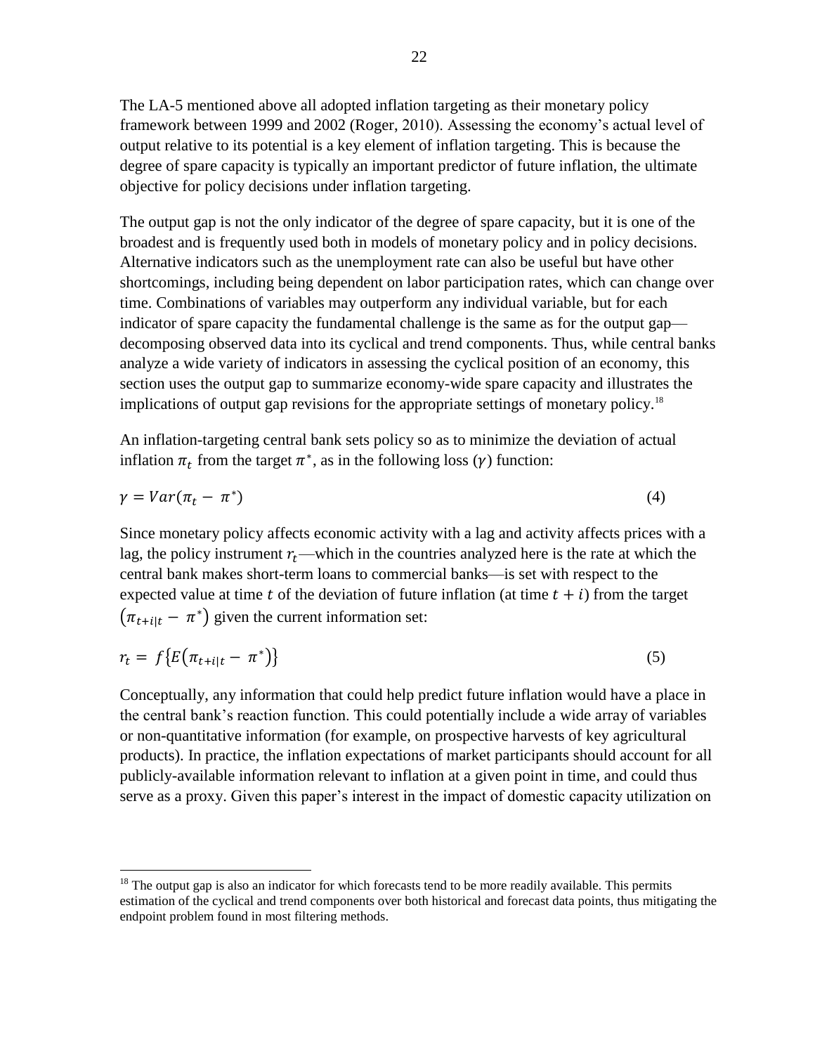The LA-5 mentioned above all adopted inflation targeting as their monetary policy framework between 1999 and 2002 (Roger, 2010). Assessing the economy's actual level of output relative to its potential is a key element of inflation targeting. This is because the degree of spare capacity is typically an important predictor of future inflation, the ultimate objective for policy decisions under inflation targeting.

The output gap is not the only indicator of the degree of spare capacity, but it is one of the broadest and is frequently used both in models of monetary policy and in policy decisions. Alternative indicators such as the unemployment rate can also be useful but have other shortcomings, including being dependent on labor participation rates, which can change over time. Combinations of variables may outperform any individual variable, but for each indicator of spare capacity the fundamental challenge is the same as for the output gap—decomposing observed data into its cyclical and trend components. Thus, while central banks analyze a wide variety of indicators in assessing the cyclical position of an economy, this section uses the output gap to summarize economy-wide spare capacity and illustrates the implications of output gap revisions for the appropriate settings of monetary policy.[18]

An inflation-targeting central bank sets policy so as to minimize the deviation of actual inflation $\pi_t$ from the target $\pi^*$, as in the following loss ($\gamma$) function:

$$\gamma = Var(\pi_t - \pi^*) \tag{4}$$

Since monetary policy affects economic activity with a lag and activity affects prices with a lag, the policy instrument $r_t$—which in the countries analyzed here is the rate at which the central bank makes short-term loans to commercial banks—is set with respect to the expected value at time $t$ of the deviation of future inflation (at time $t + i$) from the target $\left(\pi_{t+i|t} - \pi^*\right)$ given the current information set:

$$r_t = f\left\{E\left(\pi_{t+i|t} - \pi^*\right)\right\} \tag{5}$$

Conceptually, any information that could help predict future inflation would have a place in the central bank's reaction function. This could potentially include a wide array of variables or non-quantitative information (for example, on prospective harvests of key agricultural products). In practice, the inflation expectations of market participants should account for all publicly-available information relevant to inflation at a given point in time, and could thus serve as a proxy. Given this paper's interest in the impact of domestic capacity utilization on

[18] The output gap is also an indicator for which forecasts tend to be more readily available. This permits estimation of the cyclical and trend components over both historical and forecast data points, thus mitigating the endpoint problem found in most filtering methods.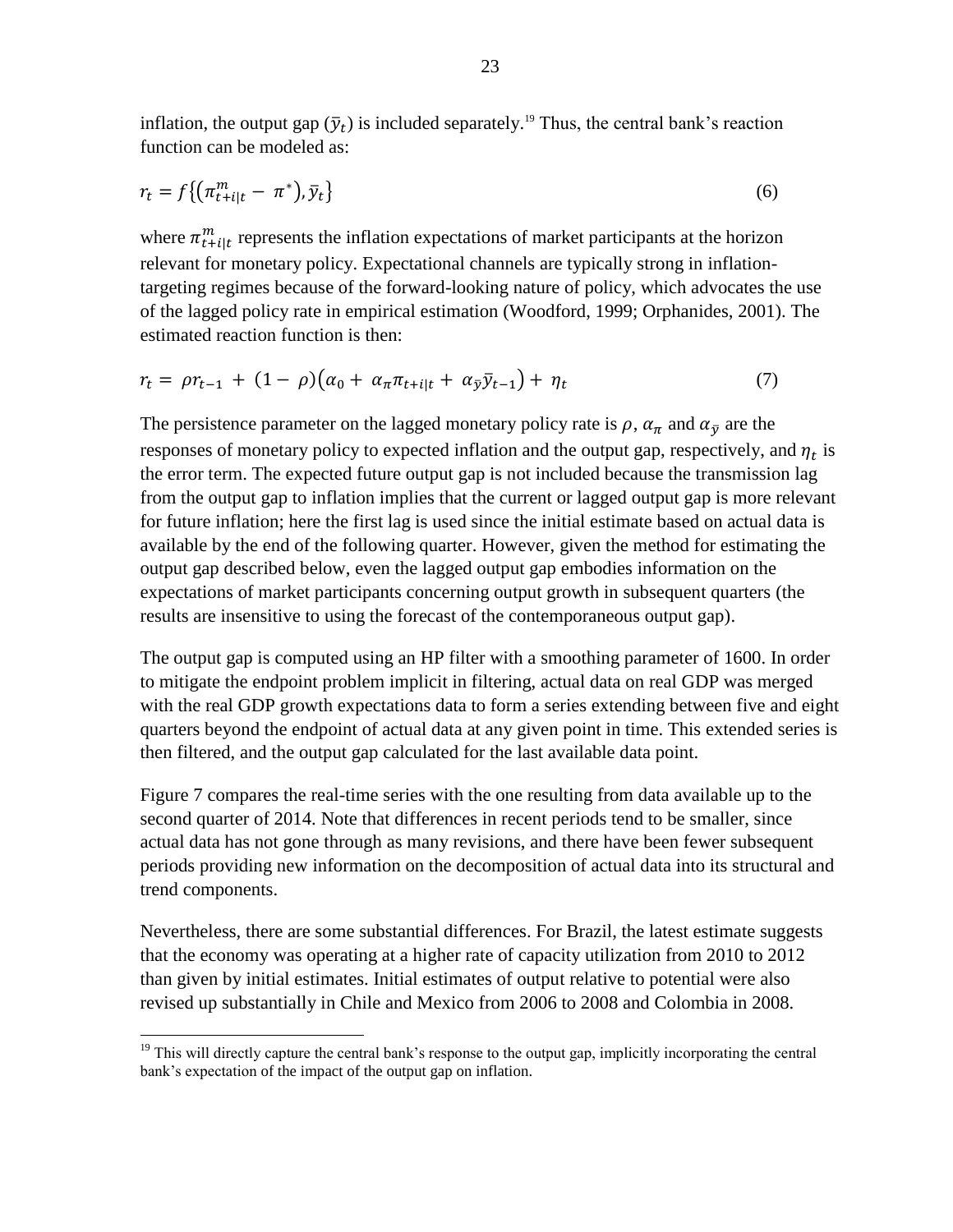inflation, the output gap ($\bar{y}_t$) is included separately.[19] Thus, the central bank's reaction function can be modeled as:

$$r_t = f\{(\pi^m_{t+i|t} - \pi^*), \bar{y}_t\} \tag{6}$$

where $\pi^m_{t+i|t}$ represents the inflation expectations of market participants at the horizon relevant for monetary policy. Expectational channels are typically strong in inflation-targeting regimes because of the forward-looking nature of policy, which advocates the use of the lagged policy rate in empirical estimation (Woodford, 1999; Orphanides, 2001). The estimated reaction function is then:

$$r_t = \rho r_{t-1} + (1 - \rho)(\alpha_0 + \alpha_\pi \pi_{t+i|t} + \alpha_{\bar{y}} \bar{y}_{t-1}) + \eta_t \tag{7}$$

The persistence parameter on the lagged monetary policy rate is $\rho$, $\alpha_\pi$ and $\alpha_{\bar{y}}$ are the responses of monetary policy to expected inflation and the output gap, respectively, and $\eta_t$ is the error term. The expected future output gap is not included because the transmission lag from the output gap to inflation implies that the current or lagged output gap is more relevant for future inflation; here the first lag is used since the initial estimate based on actual data is available by the end of the following quarter. However, given the method for estimating the output gap described below, even the lagged output gap embodies information on the expectations of market participants concerning output growth in subsequent quarters (the results are insensitive to using the forecast of the contemporaneous output gap).

The output gap is computed using an HP filter with a smoothing parameter of 1600. In order to mitigate the endpoint problem implicit in filtering, actual data on real GDP was merged with the real GDP growth expectations data to form a series extending between five and eight quarters beyond the endpoint of actual data at any given point in time. This extended series is then filtered, and the output gap calculated for the last available data point.

Figure 7 compares the real-time series with the one resulting from data available up to the second quarter of 2014. Note that differences in recent periods tend to be smaller, since actual data has not gone through as many revisions, and there have been fewer subsequent periods providing new information on the decomposition of actual data into its structural and trend components.

Nevertheless, there are some substantial differences. For Brazil, the latest estimate suggests that the economy was operating at a higher rate of capacity utilization from 2010 to 2012 than given by initial estimates. Initial estimates of output relative to potential were also revised up substantially in Chile and Mexico from 2006 to 2008 and Colombia in 2008.

[19] This will directly capture the central bank's response to the output gap, implicitly incorporating the central bank's expectation of the impact of the output gap on inflation.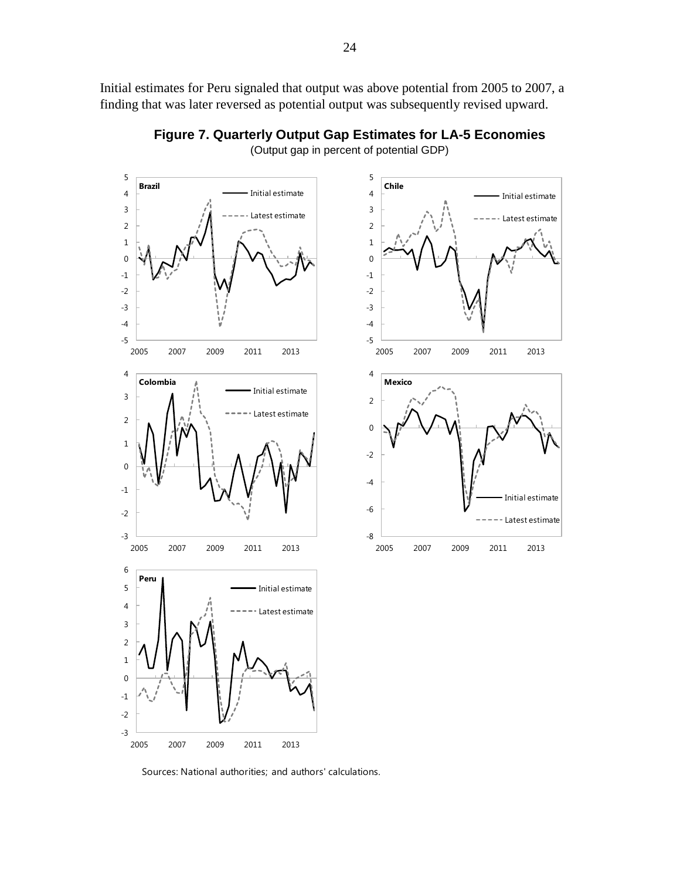Initial estimates for Peru signaled that output was above potential from 2005 to 2007, a finding that was later reversed as potential output was subsequently revised upward.

**Figure 7. Quarterly Output Gap Estimates for LA-5 Economies**

(Output gap in percent of potential GDP)

Sources: National authorities; and authors' calculations.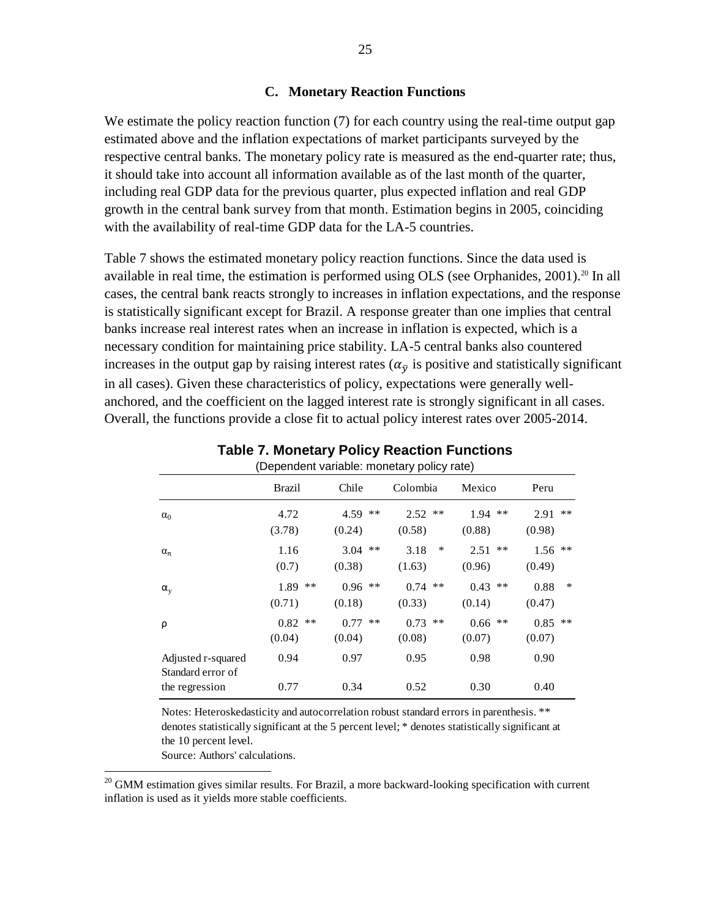### C. Monetary Reaction Functions

We estimate the policy reaction function (7) for each country using the real-time output gap estimated above and the inflation expectations of market participants surveyed by the respective central banks. The monetary policy rate is measured as the end-quarter rate; thus, it should take into account all information available as of the last month of the quarter, including real GDP data for the previous quarter, plus expected inflation and real GDP growth in the central bank survey from that month. Estimation begins in 2005, coinciding with the availability of real-time GDP data for the LA-5 countries.

Table 7 shows the estimated monetary policy reaction functions. Since the data used is available in real time, the estimation is performed using OLS (see Orphanides, 2001).[20] In all cases, the central bank reacts strongly to increases in inflation expectations, and the response is statistically significant except for Brazil. A response greater than one implies that central banks increase real interest rates when an increase in inflation is expected, which is a necessary condition for maintaining price stability. LA-5 central banks also countered increases in the output gap by raising interest rates ($\alpha_{\tilde{y}}$ is positive and statistically significant in all cases). Given these characteristics of policy, expectations were generally well-anchored, and the coefficient on the lagged interest rate is strongly significant in all cases. Overall, the functions provide a close fit to actual policy interest rates over 2005-2014.

**Table 7. Monetary Policy Reaction Functions**
(Dependent variable: monetary policy rate)

| | Brazil | Chile | Colombia | Mexico | Peru |
|---|---|---|---|---|---|
| $\alpha_0$ | 4.72 | 4.59 ** | 2.52 ** | 1.94 ** | 2.91 ** |
| | (3.78) | (0.24) | (0.58) | (0.88) | (0.98) |
| $\alpha_\pi$ | 1.16 | 3.04 ** | 3.18 * | 2.51 ** | 1.56 ** |
| | (0.7) | (0.38) | (1.63) | (0.96) | (0.49) |
| $\alpha_y$ | 1.89 ** | 0.96 ** | 0.74 ** | 0.43 ** | 0.88 * |
| | (0.71) | (0.18) | (0.33) | (0.14) | (0.47) |
| $\rho$ | 0.82 ** | 0.77 ** | 0.73 ** | 0.66 ** | 0.85 ** |
| | (0.04) | (0.04) | (0.08) | (0.07) | (0.07) |
| Adjusted r-squared | 0.94 | 0.97 | 0.95 | 0.98 | 0.90 |
| Standard error of the regression | 0.77 | 0.34 | 0.52 | 0.30 | 0.40 |

Notes: Heteroskedasticity and autocorrelation robust standard errors in parenthesis. ** denotes statistically significant at the 5 percent level; * denotes statistically significant at the 10 percent level.

Source: Authors' calculations.

[20] GMM estimation gives similar results. For Brazil, a more backward-looking specification with current inflation is used as it yields more stable coefficients.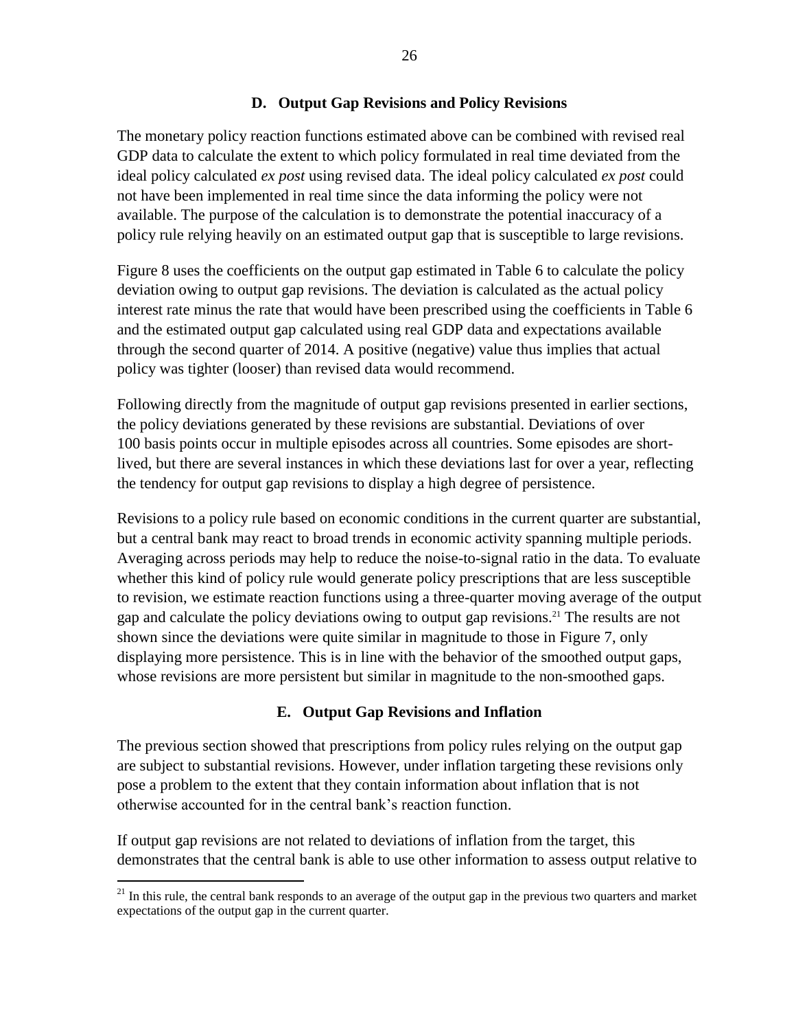### D. Output Gap Revisions and Policy Revisions

The monetary policy reaction functions estimated above can be combined with revised real GDP data to calculate the extent to which policy formulated in real time deviated from the ideal policy calculated *ex post* using revised data. The ideal policy calculated *ex post* could not have been implemented in real time since the data informing the policy were not available. The purpose of the calculation is to demonstrate the potential inaccuracy of a policy rule relying heavily on an estimated output gap that is susceptible to large revisions.

Figure 8 uses the coefficients on the output gap estimated in Table 6 to calculate the policy deviation owing to output gap revisions. The deviation is calculated as the actual policy interest rate minus the rate that would have been prescribed using the coefficients in Table 6 and the estimated output gap calculated using real GDP data and expectations available through the second quarter of 2014. A positive (negative) value thus implies that actual policy was tighter (looser) than revised data would recommend.

Following directly from the magnitude of output gap revisions presented in earlier sections, the policy deviations generated by these revisions are substantial. Deviations of over 100 basis points occur in multiple episodes across all countries. Some episodes are short-lived, but there are several instances in which these deviations last for over a year, reflecting the tendency for output gap revisions to display a high degree of persistence.

Revisions to a policy rule based on economic conditions in the current quarter are substantial, but a central bank may react to broad trends in economic activity spanning multiple periods. Averaging across periods may help to reduce the noise-to-signal ratio in the data. To evaluate whether this kind of policy rule would generate policy prescriptions that are less susceptible to revision, we estimate reaction functions using a three-quarter moving average of the output gap and calculate the policy deviations owing to output gap revisions.[21] The results are not shown since the deviations were quite similar in magnitude to those in Figure 7, only displaying more persistence. This is in line with the behavior of the smoothed output gaps, whose revisions are more persistent but similar in magnitude to the non-smoothed gaps.

### E. Output Gap Revisions and Inflation

The previous section showed that prescriptions from policy rules relying on the output gap are subject to substantial revisions. However, under inflation targeting these revisions only pose a problem to the extent that they contain information about inflation that is not otherwise accounted for in the central bank's reaction function.

If output gap revisions are not related to deviations of inflation from the target, this demonstrates that the central bank is able to use other information to assess output relative to

[21] In this rule, the central bank responds to an average of the output gap in the previous two quarters and market expectations of the output gap in the current quarter.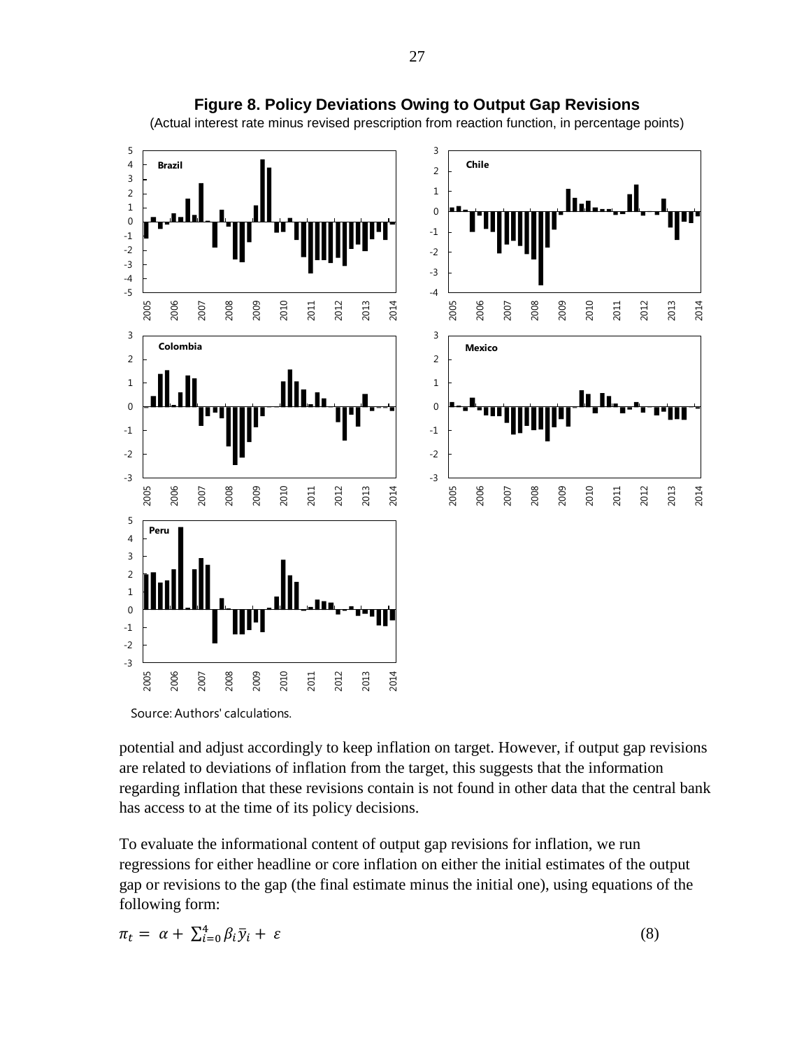**Figure 8. Policy Deviations Owing to Output Gap Revisions**

(Actual interest rate minus revised prescription from reaction function, in percentage points)

Source: Authors' calculations.

potential and adjust accordingly to keep inflation on target. However, if output gap revisions are related to deviations of inflation from the target, this suggests that the information regarding inflation that these revisions contain is not found in other data that the central bank has access to at the time of its policy decisions.

To evaluate the informational content of output gap revisions for inflation, we run regressions for either headline or core inflation on either the initial estimates of the output gap or revisions to the gap (the final estimate minus the initial one), using equations of the following form:

$$\pi_t = \alpha + \sum_{i=0}^{4} \beta_i \bar{y}_i + \varepsilon \tag{8}$$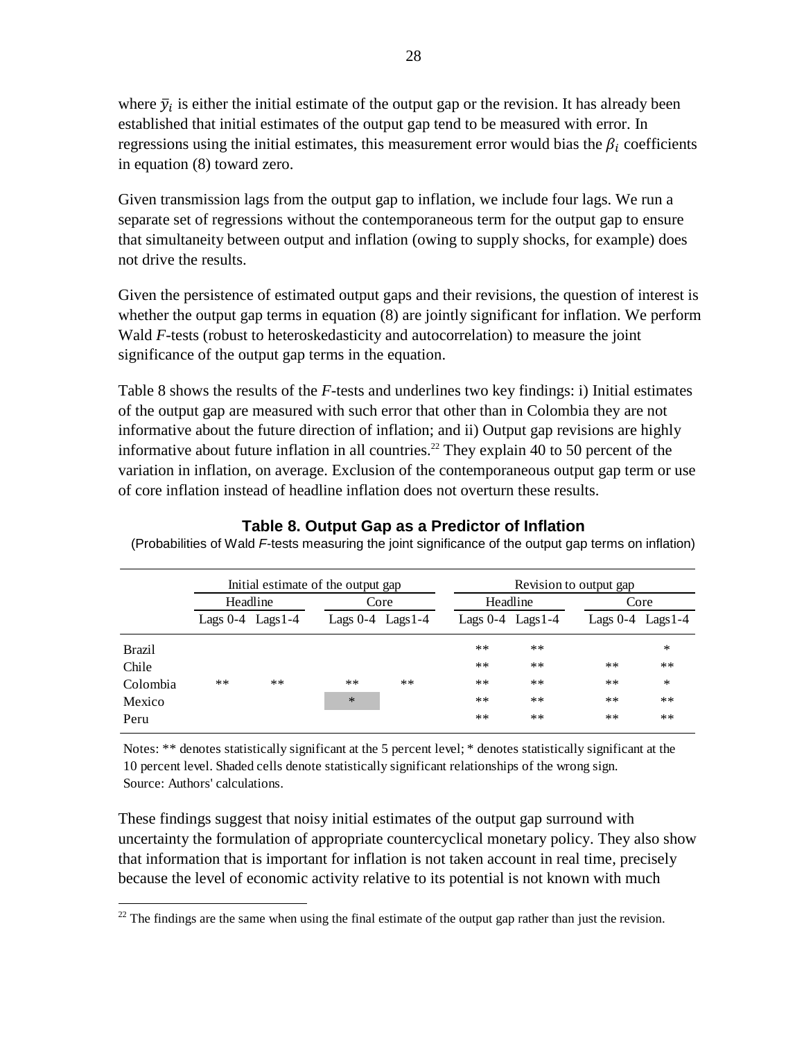where $\bar{y}_i$ is either the initial estimate of the output gap or the revision. It has already been established that initial estimates of the output gap tend to be measured with error. In regressions using the initial estimates, this measurement error would bias the $\beta_i$ coefficients in equation (8) toward zero.

Given transmission lags from the output gap to inflation, we include four lags. We run a separate set of regressions without the contemporaneous term for the output gap to ensure that simultaneity between output and inflation (owing to supply shocks, for example) does not drive the results.

Given the persistence of estimated output gaps and their revisions, the question of interest is whether the output gap terms in equation (8) are jointly significant for inflation. We perform Wald *F*-tests (robust to heteroskedasticity and autocorrelation) to measure the joint significance of the output gap terms in the equation.

Table 8 shows the results of the *F*-tests and underlines two key findings: i) Initial estimates of the output gap are measured with such error that other than in Colombia they are not informative about the future direction of inflation; and ii) Output gap revisions are highly informative about future inflation in all countries.[22] They explain 40 to 50 percent of the variation in inflation, on average. Exclusion of the contemporaneous output gap term or use of core inflation instead of headline inflation does not overturn these results.

**Table 8. Output Gap as a Predictor of Inflation**

(Probabilities of Wald *F*-tests measuring the joint significance of the output gap terms on inflation)

| | Initial estimate of the output gap | | | | Revision to output gap | | | |
|---|---|---|---|---|---|---|---|---|
| | Headline | | Core | | Headline | | Core | |
| | Lags 0-4 | Lags1-4 | Lags 0-4 | Lags1-4 | Lags 0-4 | Lags1-4 | Lags 0-4 | Lags1-4 |
| Brazil | | | | | ** | ** | | * |
| Chile | | | | | ** | ** | ** | ** |
| Colombia | ** | ** | ** | ** | ** | ** | ** | * |
| Mexico | | | * | | ** | ** | ** | ** |
| Peru | | | | | ** | ** | ** | ** |

Notes: ** denotes statistically significant at the 5 percent level; * denotes statistically significant at the 10 percent level. Shaded cells denote statistically significant relationships of the wrong sign.
Source: Authors' calculations.

These findings suggest that noisy initial estimates of the output gap surround with uncertainty the formulation of appropriate countercyclical monetary policy. They also show that information that is important for inflation is not taken account in real time, precisely because the level of economic activity relative to its potential is not known with much

[22] The findings are the same when using the final estimate of the output gap rather than just the revision.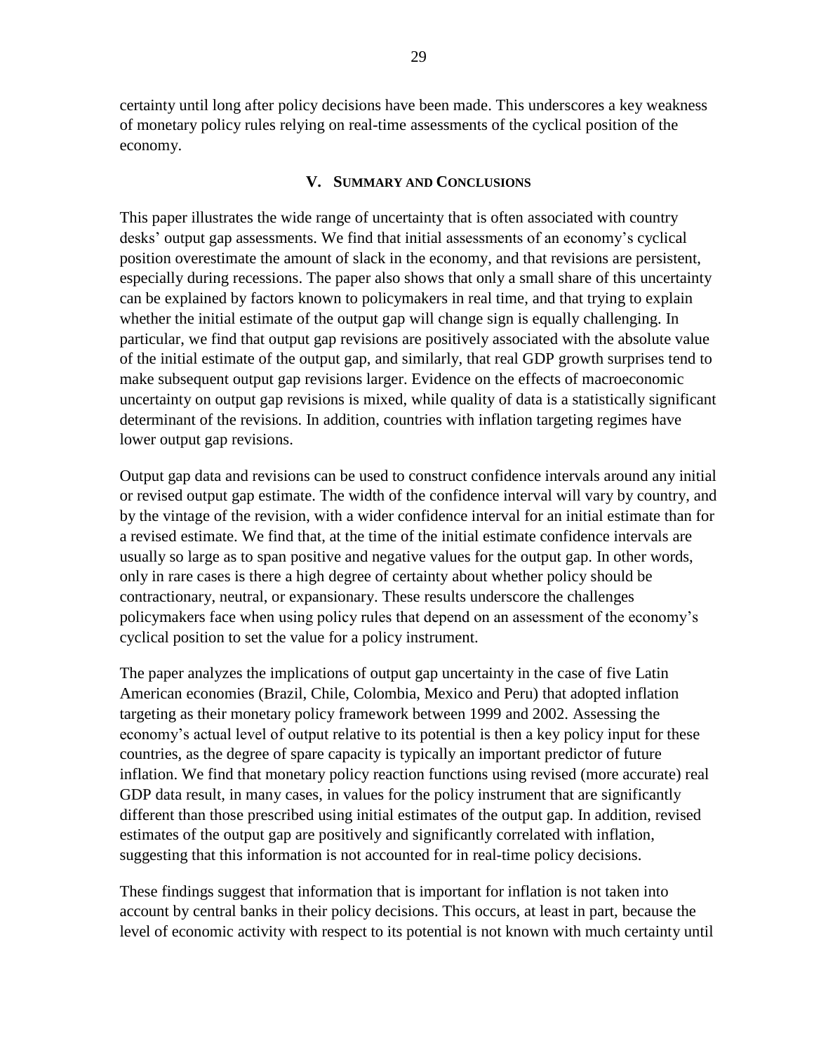certainty until long after policy decisions have been made. This underscores a key weakness of monetary policy rules relying on real-time assessments of the cyclical position of the economy.

## V. Summary and Conclusions

This paper illustrates the wide range of uncertainty that is often associated with country desks' output gap assessments. We find that initial assessments of an economy's cyclical position overestimate the amount of slack in the economy, and that revisions are persistent, especially during recessions. The paper also shows that only a small share of this uncertainty can be explained by factors known to policymakers in real time, and that trying to explain whether the initial estimate of the output gap will change sign is equally challenging. In particular, we find that output gap revisions are positively associated with the absolute value of the initial estimate of the output gap, and similarly, that real GDP growth surprises tend to make subsequent output gap revisions larger. Evidence on the effects of macroeconomic uncertainty on output gap revisions is mixed, while quality of data is a statistically significant determinant of the revisions. In addition, countries with inflation targeting regimes have lower output gap revisions.

Output gap data and revisions can be used to construct confidence intervals around any initial or revised output gap estimate. The width of the confidence interval will vary by country, and by the vintage of the revision, with a wider confidence interval for an initial estimate than for a revised estimate. We find that, at the time of the initial estimate confidence intervals are usually so large as to span positive and negative values for the output gap. In other words, only in rare cases is there a high degree of certainty about whether policy should be contractionary, neutral, or expansionary. These results underscore the challenges policymakers face when using policy rules that depend on an assessment of the economy's cyclical position to set the value for a policy instrument.

The paper analyzes the implications of output gap uncertainty in the case of five Latin American economies (Brazil, Chile, Colombia, Mexico and Peru) that adopted inflation targeting as their monetary policy framework between 1999 and 2002. Assessing the economy's actual level of output relative to its potential is then a key policy input for these countries, as the degree of spare capacity is typically an important predictor of future inflation. We find that monetary policy reaction functions using revised (more accurate) real GDP data result, in many cases, in values for the policy instrument that are significantly different than those prescribed using initial estimates of the output gap. In addition, revised estimates of the output gap are positively and significantly correlated with inflation, suggesting that this information is not accounted for in real-time policy decisions.

These findings suggest that information that is important for inflation is not taken into account by central banks in their policy decisions. This occurs, at least in part, because the level of economic activity with respect to its potential is not known with much certainty until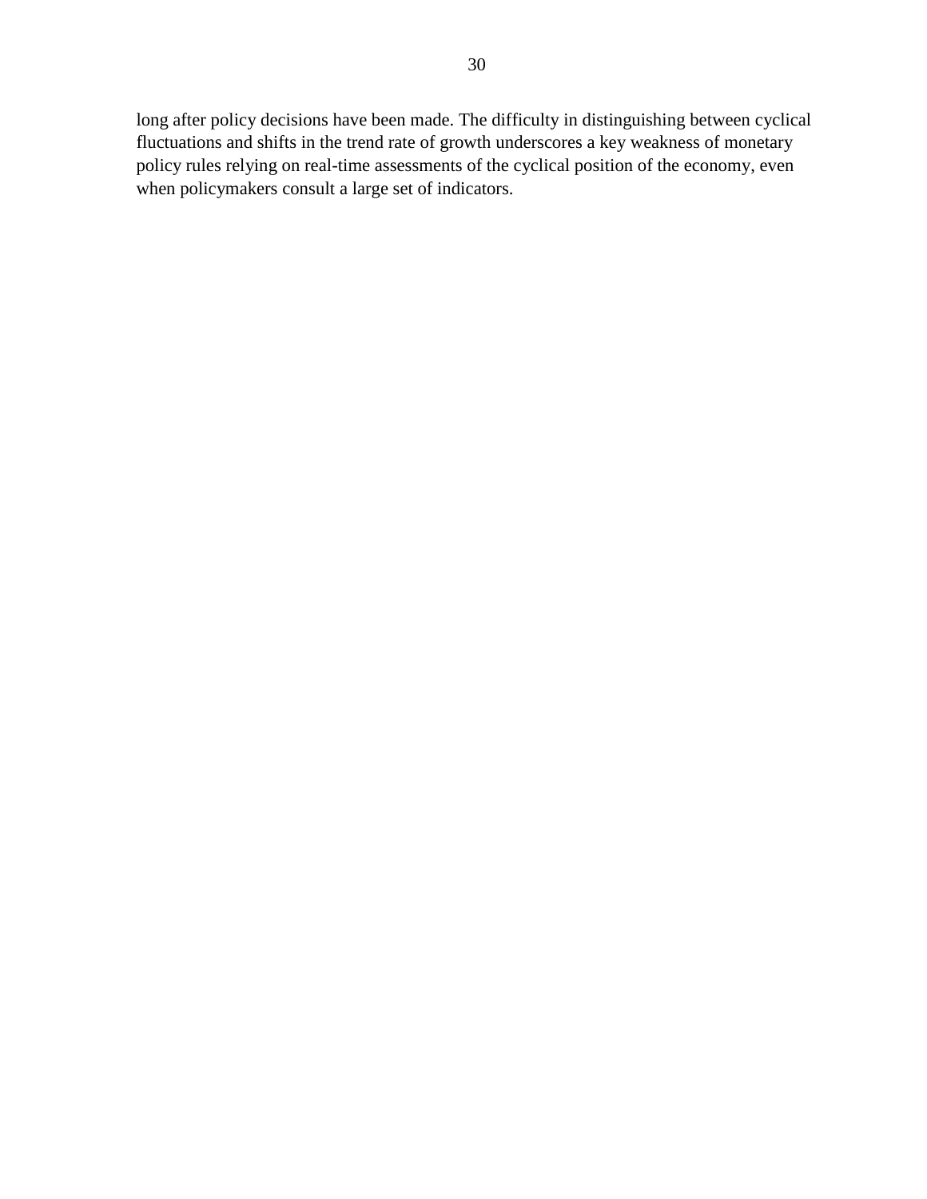long after policy decisions have been made. The difficulty in distinguishing between cyclical fluctuations and shifts in the trend rate of growth underscores a key weakness of monetary policy rules relying on real-time assessments of the cyclical position of the economy, even when policymakers consult a large set of indicators.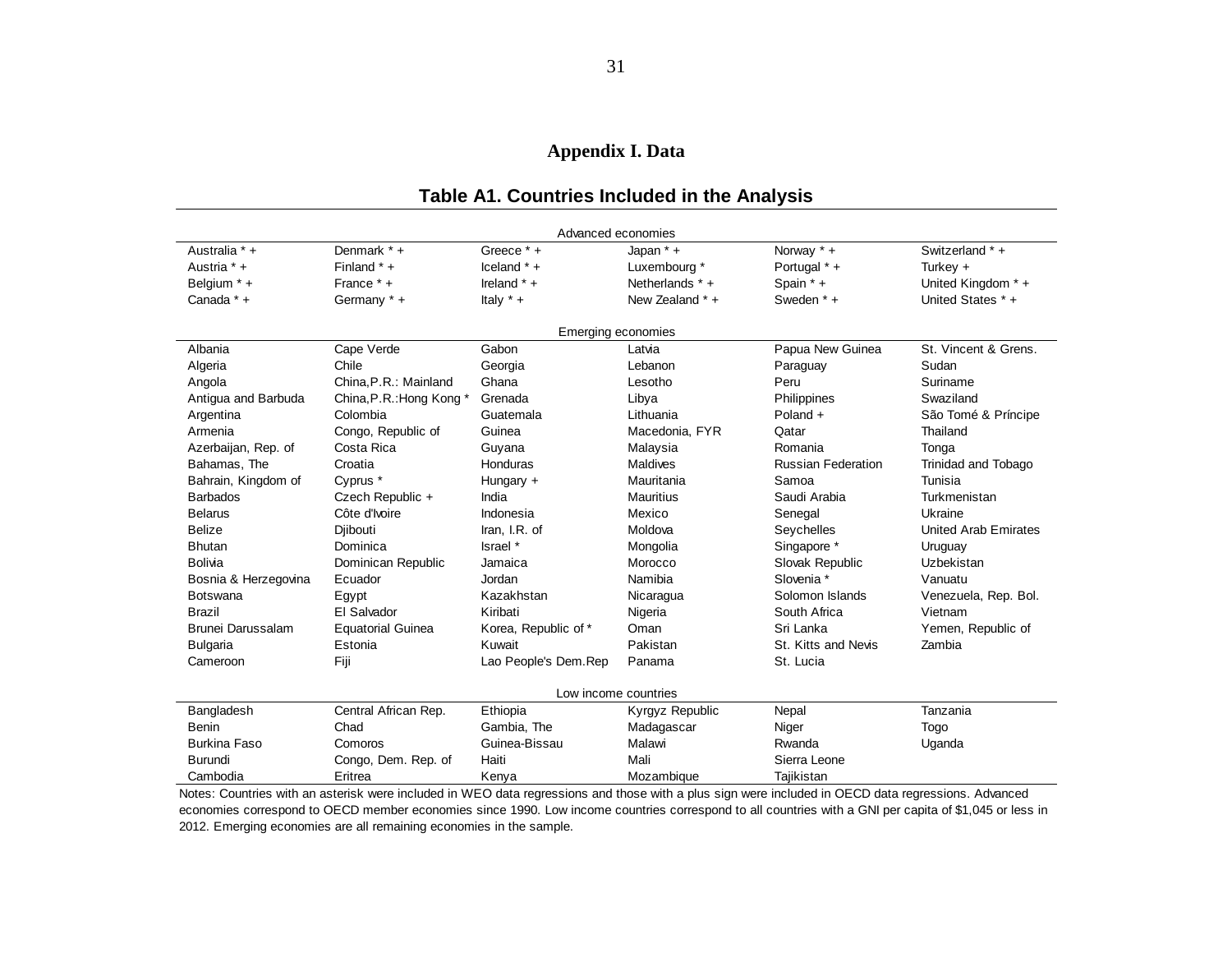## Appendix I. Data

### Table A1. Countries Included in the Analysis

| | | | | | |
|---|---|---|---|---|---|
| **Advanced economies** | | | | | |
| Australia * + | Denmark * + | Greece * + | Japan * + | Norway * + | Switzerland * + |
| Austria * + | Finland * + | Iceland * + | Luxembourg * | Portugal * + | Turkey + |
| Belgium * + | France * + | Ireland * + | Netherlands * + | Spain * + | United Kingdom * + |
| Canada * + | Germany * + | Italy * + | New Zealand * + | Sweden * + | United States * + |
| **Emerging economies** | | | | | |
| Albania | Cape Verde | Gabon | Latvia | Papua New Guinea | St. Vincent & Grens. |
| Algeria | Chile | Georgia | Lebanon | Paraguay | Sudan |
| Angola | China,P.R.: Mainland | Ghana | Lesotho | Peru | Suriname |
| Antigua and Barbuda | China,P.R.:Hong Kong * | Grenada | Libya | Philippines | Swaziland |
| Argentina | Colombia | Guatemala | Lithuania | Poland + | São Tomé & Príncipe |
| Armenia | Congo, Republic of | Guinea | Macedonia, FYR | Qatar | Thailand |
| Azerbaijan, Rep. of | Costa Rica | Guyana | Malaysia | Romania | Tonga |
| Bahamas, The | Croatia | Honduras | Maldives | Russian Federation | Trinidad and Tobago |
| Bahrain, Kingdom of | Cyprus * | Hungary + | Mauritania | Samoa | Tunisia |
| Barbados | Czech Republic + | India | Mauritius | Saudi Arabia | Turkmenistan |
| Belarus | Côte d'Ivoire | Indonesia | Mexico | Senegal | Ukraine |
| Belize | Djibouti | Iran, I.R. of | Moldova | Seychelles | United Arab Emirates |
| Bhutan | Dominica | Israel * | Mongolia | Singapore * | Uruguay |
| Bolivia | Dominican Republic | Jamaica | Morocco | Slovak Republic | Uzbekistan |
| Bosnia & Herzegovina | Ecuador | Jordan | Namibia | Slovenia * | Vanuatu |
| Botswana | Egypt | Kazakhstan | Nicaragua | Solomon Islands | Venezuela, Rep. Bol. |
| Brazil | El Salvador | Kiribati | Nigeria | South Africa | Vietnam |
| Brunei Darussalam | Equatorial Guinea | Korea, Republic of * | Oman | Sri Lanka | Yemen, Republic of |
| Bulgaria | Estonia | Kuwait | Pakistan | St. Kitts and Nevis | Zambia |
| Cameroon | Fiji | Lao People's Dem.Rep | Panama | St. Lucia | |
| **Low income countries** | | | | | |
| Bangladesh | Central African Rep. | Ethiopia | Kyrgyz Republic | Nepal | Tanzania |
| Benin | Chad | Gambia, The | Madagascar | Niger | Togo |
| Burkina Faso | Comoros | Guinea-Bissau | Malawi | Rwanda | Uganda |
| Burundi | Congo, Dem. Rep. of | Haiti | Mali | Sierra Leone | |
| Cambodia | Eritrea | Kenya | Mozambique | Tajikistan | |

Notes: Countries with an asterisk were included in WEO data regressions and those with a plus sign were included in OECD data regressions. Advanced economies correspond to OECD member economies since 1990. Low income countries correspond to all countries with a GNI per capita of $1,045 or less in 2012. Emerging economies are all remaining economies in the sample.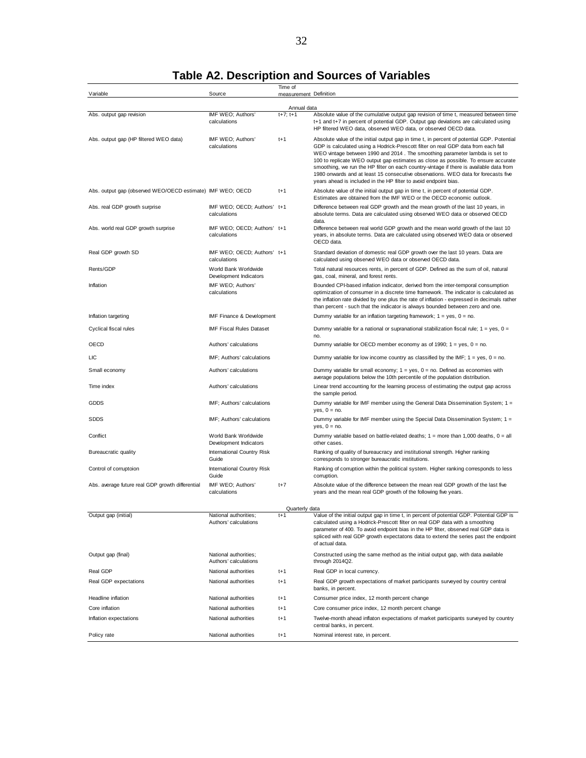# Table A2. Description and Sources of Variables

| Variable | Source | Time of measurement | Definition |
|---|---|---|---|
| | | Annual data | |
| Abs. output gap revision | IMF WEO; Authors' calculations | t+7; t+1 | Absolute value of the cumulative output gap revision of time t, measured between time t+1 and t+7 in percent of potential GDP. Output gap deviations are calculated using HP filtered WEO data, observed WEO data, or observed OECD data. |
| Abs. output gap (HP filtered WEO data) | IMF WEO; Authors' calculations | t+1 | Absolute value of the initial output gap in time t, in percent of potential GDP. Potential GDP is calculated using a Hodrick-Prescott filter on real GDP data from each fall WEO vintage between 1990 and 2014 . The smoothing parameter lambda is set to 100 to replicate WEO output gap estimates as close as possible. To ensure accurate smoothing, we run the HP filter on each country-vintage if there is available data from 1980 onwards and at least 15 consecutive observations. WEO data for forecasts five years ahead is included in the HP filter to avoid endpoint bias. |
| Abs. output gap (observed WEO/OECD estimate) | IMF WEO; OECD | t+1 | Absolute value of the initial output gap in time t, in percent of potential GDP. Estimates are obtained from the IMF WEO or the OECD economic outlook. |
| Abs. real GDP growth surprise | IMF WEO; OECD; Authors' calculations | t+1 | Difference between real GDP growth and the mean growth of the last 10 years, in absolute terms. Data are calculated using observed WEO data or observed OECD data. |
| Abs. world real GDP growth surprise | IMF WEO; OECD; Authors' calculations | t+1 | Difference between real world GDP growth and the mean world growth of the last 10 years, in absolute terms. Data are calculated using observed WEO data or observed OECD data. |
| Real GDP growth SD | IMF WEO; OECD; Authors' calculations | t+1 | Standard deviation of domestic real GDP growth over the last 10 years. Data are calculated using observed WEO data or observed OECD data. |
| Rents/GDP | World Bank Worldwide Development Indicators | | Total natural resources rents, in percent of GDP. Defined as the sum of oil, natural gas, coal, mineral, and forest rents. |
| Inflation | IMF WEO; Authors' calculations | | Bounded CPI-based inflation indicator, derived from the inter-temporal consumption optimization of consumer in a discrete time framework. The indicator is calculated as the inflation rate divided by one plus the rate of inflation - expressed in decimals rather than percent - such that the indicator is always bounded between zero and one. |
| Inflation targeting | IMF Finance & Development | | Dummy variable for an inflation targeting framework; 1 = yes, 0 = no. |
| Cyclical fiscal rules | IMF Fiscal Rules Dataset | | Dummy variable for a national or supranational stabilization fiscal rule; 1 = yes, 0 = no. |
| OECD | Authors' calculations | | Dummy variable for OECD member economy as of 1990; 1 = yes, 0 = no. |
| LIC | IMF; Authors' calculations | | Dummy variable for low income country as classified by the IMF; 1 = yes, 0 = no. |
| Small economy | Authors' calculations | | Dummy variable for small economy; 1 = yes, 0 = no. Defined as economies with average populations below the 10th percentile of the population distribution. |
| Time index | Authors' calculations | | Linear trend accounting for the learning process of estimating the output gap across the sample period. |
| GDDS | IMF; Authors' calculations | | Dummy variable for IMF member using the General Data Dissemination System; 1 = yes, 0 = no. |
| SDDS | IMF; Authors' calculations | | Dummy variable for IMF member using the Special Data Dissemination System; 1 = yes, 0 = no. |
| Conflict | World Bank Worldwide Development Indicators | | Dummy variable based on battle-related deaths; 1 = more than 1,000 deaths, 0 = all other cases. |
| Bureaucratic quality | International Country Risk Guide | | Ranking of quality of bureaucracy and institutional strength. Higher ranking corresponds to stronger bureaucratic institutions. |
| Control of corruptoion | International Country Risk Guide | | Ranking of corruption within the political system. Higher ranking corresponds to less corruption. |
| Abs. average future real GDP growth differential | IMF WEO; Authors' calculations | t+7 | Absolute value of the difference between the mean real GDP growth of the last five years and the mean real GDP growth of the following five years. |
| | | Quarterly data | |
| Output gap (initial) | National authorities; Authors' calculations | t+1 | Value of the initial output gap in time t, in percent of potential GDP. Potential GDP is calculated using a Hodrick-Prescott filter on real GDP data with a smoothing parameter of 400. To avoid endpoint bias in the HP filter, observed real GDP data is spliced with real GDP growth expectatons data to extend the series past the endpoint of actual data. |
| Output gap (final) | National authorities; Authors' calculations | | Constructed using the same method as the initial output gap, with data available through 2014Q2. |
| Real GDP | National authorities | t+1 | Real GDP in local currency. |
| Real GDP expectations | National authorities | t+1 | Real GDP growth expectations of market participants surveyed by country central banks, in percent. |
| Headline inflation | National authorities | t+1 | Consumer price index, 12 month percent change |
| Core inflation | National authorities | t+1 | Core consumer price index, 12 month percent change |
| Inflation expectations | National authorities | t+1 | Twelve-month ahead inflaton expectations of market participants surveyed by country central banks, in percent. |
| Policy rate | National authorities | t+1 | Nominal interest rate, in percent. |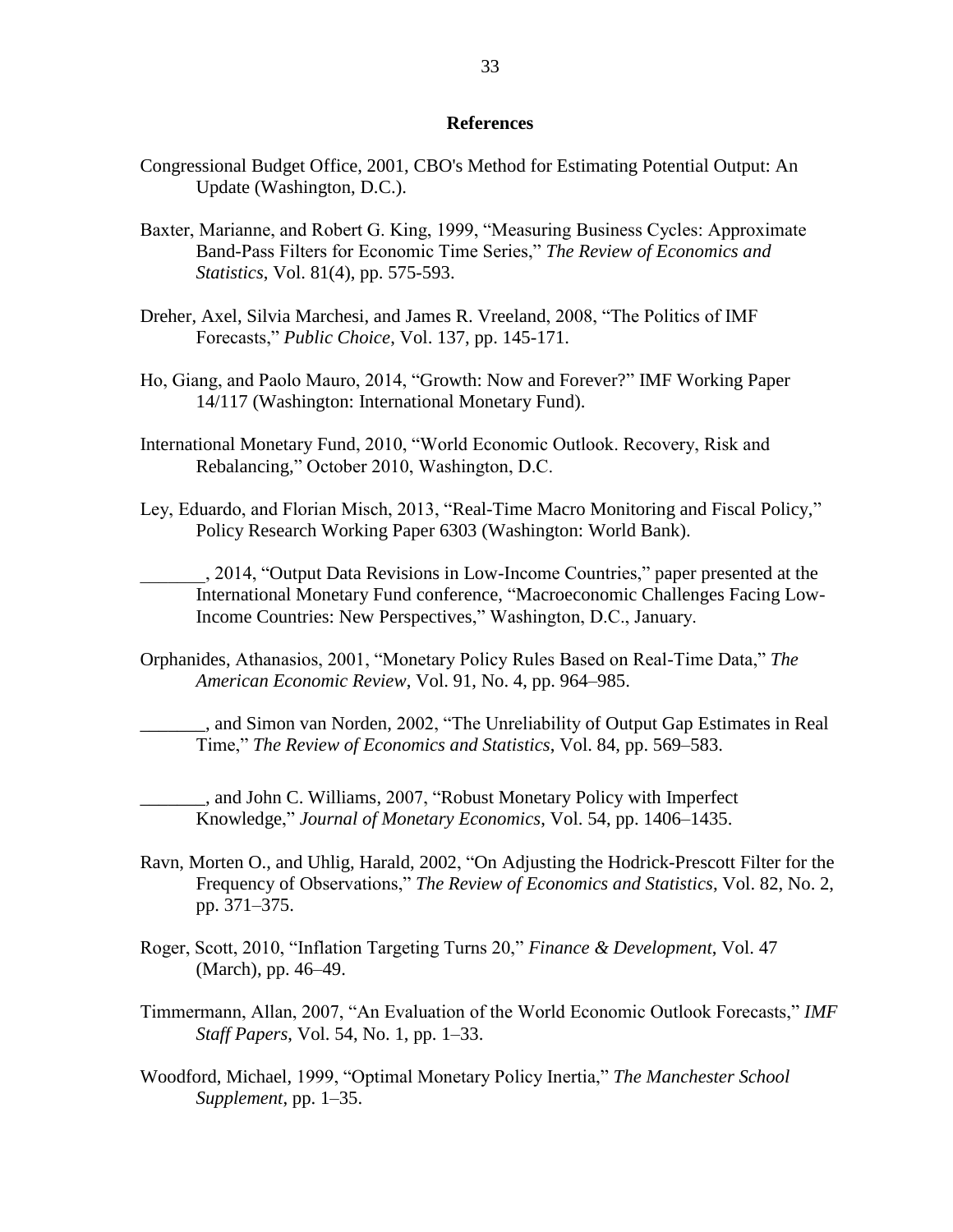# References

Congressional Budget Office, 2001, CBO's Method for Estimating Potential Output: An Update (Washington, D.C.).

Baxter, Marianne, and Robert G. King, 1999, "Measuring Business Cycles: Approximate Band-Pass Filters for Economic Time Series," *The Review of Economics and Statistics*, Vol. 81(4), pp. 575-593.

Dreher, Axel, Silvia Marchesi, and James R. Vreeland, 2008, "The Politics of IMF Forecasts," *Public Choice*, Vol. 137, pp. 145-171.

Ho, Giang, and Paolo Mauro, 2014, "Growth: Now and Forever?" IMF Working Paper 14/117 (Washington: International Monetary Fund).

International Monetary Fund, 2010, "World Economic Outlook. Recovery, Risk and Rebalancing," October 2010, Washington, D.C.

Ley, Eduardo, and Florian Misch, 2013, "Real-Time Macro Monitoring and Fiscal Policy," Policy Research Working Paper 6303 (Washington: World Bank).

_______, 2014, "Output Data Revisions in Low-Income Countries," paper presented at the International Monetary Fund conference, "Macroeconomic Challenges Facing Low-Income Countries: New Perspectives," Washington, D.C., January.

Orphanides, Athanasios, 2001, "Monetary Policy Rules Based on Real-Time Data," *The American Economic Review*, Vol. 91, No. 4, pp. 964–985.

_______, and Simon van Norden, 2002, "The Unreliability of Output Gap Estimates in Real Time," *The Review of Economics and Statistics*, Vol. 84, pp. 569–583.

_______, and John C. Williams, 2007, "Robust Monetary Policy with Imperfect Knowledge," *Journal of Monetary Economics*, Vol. 54, pp. 1406–1435.

Ravn, Morten O., and Uhlig, Harald, 2002, "On Adjusting the Hodrick-Prescott Filter for the Frequency of Observations," *The Review of Economics and Statistics*, Vol. 82, No. 2, pp. 371–375.

Roger, Scott, 2010, "Inflation Targeting Turns 20," *Finance & Development*, Vol. 47 (March), pp. 46–49.

Timmermann, Allan, 2007, "An Evaluation of the World Economic Outlook Forecasts," *IMF Staff Papers*, Vol. 54, No. 1, pp. 1–33.

Woodford, Michael, 1999, "Optimal Monetary Policy Inertia," *The Manchester School Supplement*, pp. 1–35.